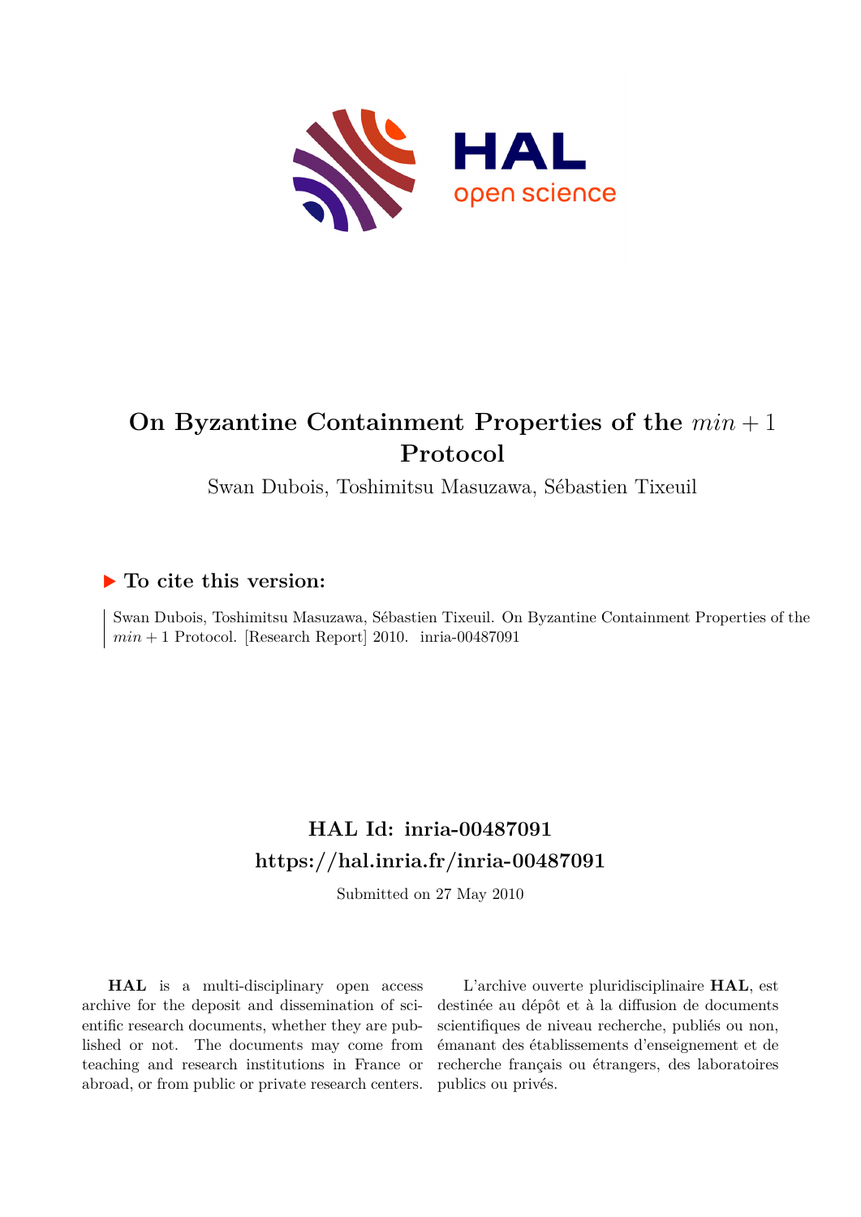# On Byzantine Containment Properties of the $min + 1$ Protocol

Swan Dubois, Toshimitsu Masuzawa, Sébastien Tixeuil

## ▶ To cite this version:

Swan Dubois, Toshimitsu Masuzawa, Sébastien Tixeuil. On Byzantine Containment Properties of the $min + 1$ Protocol. [Research Report] 2010. inria-00487091

## HAL Id: inria-00487091
## https://hal.inria.fr/inria-00487091

Submitted on 27 May 2010

**HAL** is a multi-disciplinary open access archive for the deposit and dissemination of scientific research documents, whether they are published or not. The documents may come from teaching and research institutions in France or abroad, or from public or private research centers.

L'archive ouverte pluridisciplinaire **HAL**, est destinée au dépôt et à la diffusion de documents scientifiques de niveau recherche, publiés ou non, émanant des établissements d'enseignement et de recherche français ou étrangers, des laboratoires publics ou privés.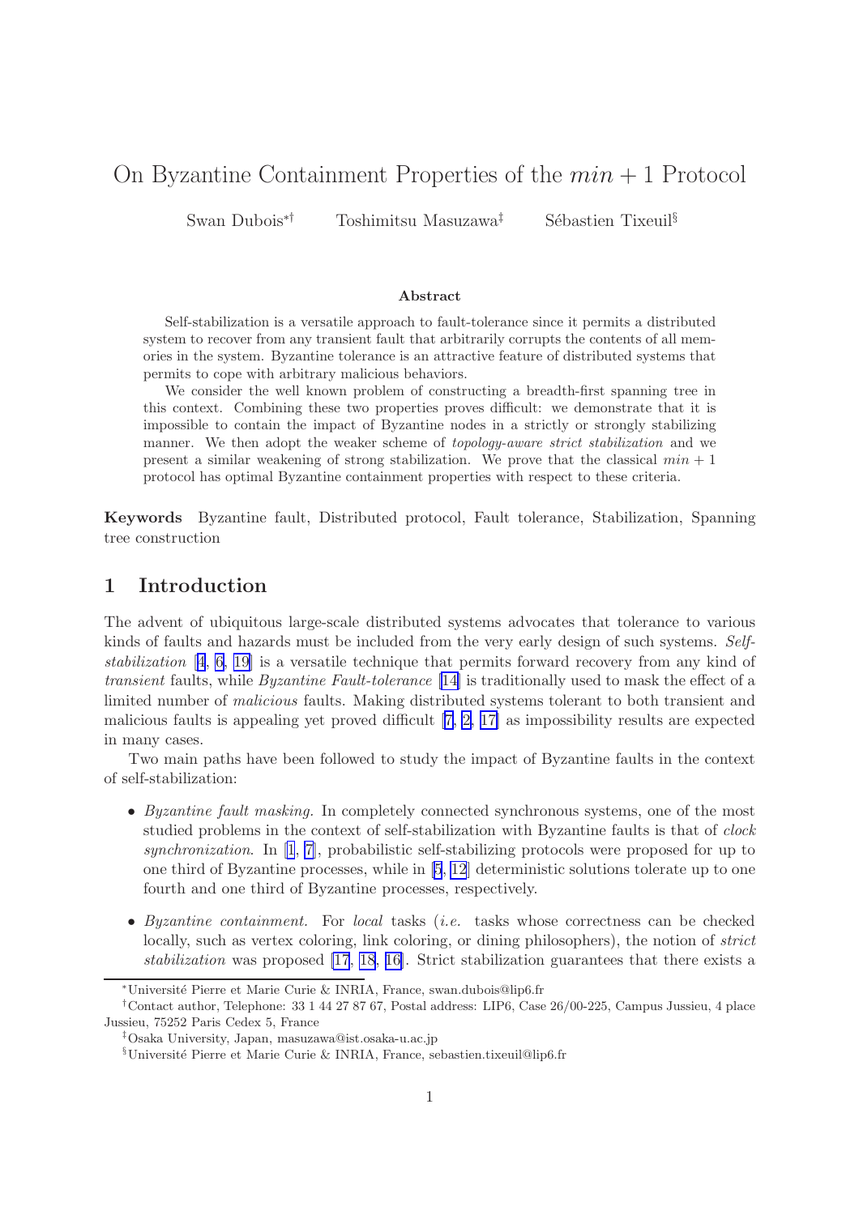# On Byzantine Containment Properties of the $min + 1$ Protocol

Swan Dubois[*†] Toshimitsu Masuzawa[‡] Sébastien Tixeuil[§]

### Abstract

Self-stabilization is a versatile approach to fault-tolerance since it permits a distributed system to recover from any transient fault that arbitrarily corrupts the contents of all memories in the system. Byzantine tolerance is an attractive feature of distributed systems that permits to cope with arbitrary malicious behaviors.

We consider the well known problem of constructing a breadth-first spanning tree in this context. Combining these two properties proves difficult: we demonstrate that it is impossible to contain the impact of Byzantine nodes in a strictly or strongly stabilizing manner. We then adopt the weaker scheme of *topology-aware strict stabilization* and we present a similar weakening of strong stabilization. We prove that the classical $min + 1$ protocol has optimal Byzantine containment properties with respect to these criteria.

**Keywords** Byzantine fault, Distributed protocol, Fault tolerance, Stabilization, Spanning tree construction

## 1 Introduction

The advent of ubiquitous large-scale distributed systems advocates that tolerance to various kinds of faults and hazards must be included from the very early design of such systems. *Self-stabilization* [4, 6, 19] is a versatile technique that permits forward recovery from any kind of *transient* faults, while *Byzantine Fault-tolerance* [14] is traditionally used to mask the effect of a limited number of *malicious* faults. Making distributed systems tolerant to both transient and malicious faults is appealing yet proved difficult [7, 2, 17] as impossibility results are expected in many cases.

Two main paths have been followed to study the impact of Byzantine faults in the context of self-stabilization:

- *Byzantine fault masking.* In completely connected synchronous systems, one of the most studied problems in the context of self-stabilization with Byzantine faults is that of *clock synchronization*. In [1, 7], probabilistic self-stabilizing protocols were proposed for up to one third of Byzantine processes, while in [5, 12] deterministic solutions tolerate up to one fourth and one third of Byzantine processes, respectively.
- *Byzantine containment.* For *local* tasks (*i.e.* tasks whose correctness can be checked locally, such as vertex coloring, link coloring, or dining philosophers), the notion of *strict stabilization* was proposed [17, 18, 16]. Strict stabilization guarantees that there exists a

---

*Université Pierre et Marie Curie & INRIA, France, swan.dubois@lip6.fr

†Contact author, Telephone: 33 1 44 27 87 67, Postal address: LIP6, Case 26/00-225, Campus Jussieu, 4 place Jussieu, 75252 Paris Cedex 5, France

‡Osaka University, Japan, masuzawa@ist.osaka-u.ac.jp

§Université Pierre et Marie Curie & INRIA, France, sebastien.tixeuil@lip6.fr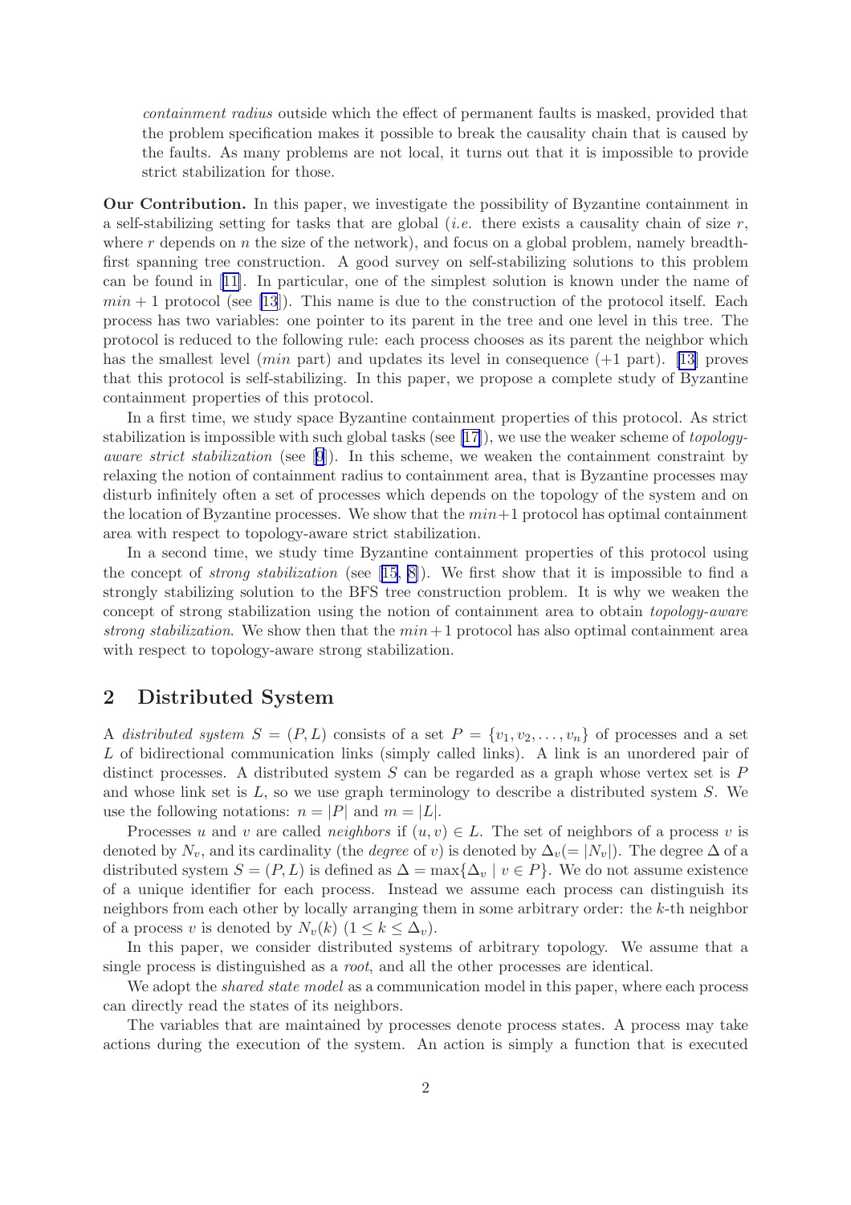*containment radius* outside which the effect of permanent faults is masked, provided that the problem specification makes it possible to break the causality chain that is caused by the faults. As many problems are not local, it turns out that it is impossible to provide strict stabilization for those.

**Our Contribution.** In this paper, we investigate the possibility of Byzantine containment in a self-stabilizing setting for tasks that are global (*i.e.* there exists a causality chain of size $r$, where $r$ depends on $n$ the size of the network), and focus on a global problem, namely breadth-first spanning tree construction. A good survey on self-stabilizing solutions to this problem can be found in [11]. In particular, one of the simplest solution is known under the name of $min + 1$ protocol (see [13]). This name is due to the construction of the protocol itself. Each process has two variables: one pointer to its parent in the tree and one level in this tree. The protocol is reduced to the following rule: each process chooses as its parent the neighbor which has the smallest level (*min* part) and updates its level in consequence (+1 part). [13] proves that this protocol is self-stabilizing. In this paper, we propose a complete study of Byzantine containment properties of this protocol.

In a first time, we study space Byzantine containment properties of this protocol. As strict stabilization is impossible with such global tasks (see [17]), we use the weaker scheme of *topology-aware strict stabilization* (see [9]). In this scheme, we weaken the containment constraint by relaxing the notion of containment radius to containment area, that is Byzantine processes may disturb infinitely often a set of processes which depends on the topology of the system and on the location of Byzantine processes. We show that the $min+1$ protocol has optimal containment area with respect to topology-aware strict stabilization.

In a second time, we study time Byzantine containment properties of this protocol using the concept of *strong stabilization* (see [15, 8]). We first show that it is impossible to find a strongly stabilizing solution to the BFS tree construction problem. It is why we weaken the concept of strong stabilization using the notion of containment area to obtain *topology-aware strong stabilization*. We show then that the $min+1$ protocol has also optimal containment area with respect to topology-aware strong stabilization.

## 2 Distributed System

A *distributed system* $S = (P, L)$ consists of a set $P = \{v_1, v_2, \dots, v_n\}$ of processes and a set $L$ of bidirectional communication links (simply called links). A link is an unordered pair of distinct processes. A distributed system $S$ can be regarded as a graph whose vertex set is $P$ and whose link set is $L$, so we use graph terminology to describe a distributed system $S$. We use the following notations: $n = |P|$ and $m = |L|$.

Processes $u$ and $v$ are called *neighbors* if $(u, v) \in L$. The set of neighbors of a process $v$ is denoted by $N_v$, and its cardinality (the *degree* of $v$) is denoted by $\Delta_v (= |N_v|)$. The degree $\Delta$ of a distributed system $S = (P, L)$ is defined as $\Delta = \max\{\Delta_v \mid v \in P\}$. We do not assume existence of a unique identifier for each process. Instead we assume each process can distinguish its neighbors from each other by locally arranging them in some arbitrary order: the $k$-th neighbor of a process $v$ is denoted by $N_v(k)$ $(1 \leq k \leq \Delta_v)$.

In this paper, we consider distributed systems of arbitrary topology. We assume that a single process is distinguished as a *root*, and all the other processes are identical.

We adopt the *shared state model* as a communication model in this paper, where each process can directly read the states of its neighbors.

The variables that are maintained by processes denote process states. A process may take actions during the execution of the system. An action is simply a function that is executed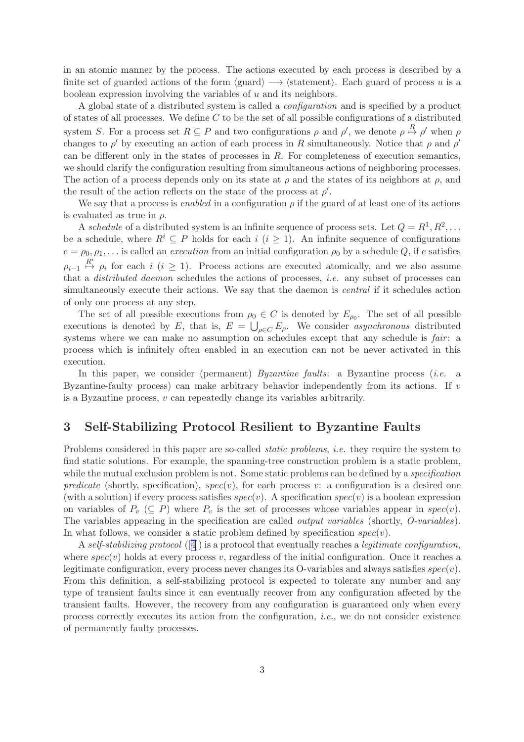in an atomic manner by the process. The actions executed by each process is described by a finite set of guarded actions of the form $\langle \text{guard} \rangle \longrightarrow \langle \text{statement} \rangle$. Each guard of process $u$ is a boolean expression involving the variables of $u$ and its neighbors.

A global state of a distributed system is called a *configuration* and is specified by a product of states of all processes. We define $C$ to be the set of all possible configurations of a distributed system $S$. For a process set $R \subseteq P$ and two configurations $\rho$ and $\rho'$, we denote $\rho \stackrel{R}{\mapsto} \rho'$ when $\rho$ changes to $\rho'$ by executing an action of each process in $R$ simultaneously. Notice that $\rho$ and $\rho'$ can be different only in the states of processes in $R$. For completeness of execution semantics, we should clarify the configuration resulting from simultaneous actions of neighboring processes. The action of a process depends only on its state at $\rho$ and the states of its neighbors at $\rho$, and the result of the action reflects on the state of the process at $\rho'$.

We say that a process is *enabled* in a configuration $\rho$ if the guard of at least one of its actions is evaluated as true in $\rho$.

A *schedule* of a distributed system is an infinite sequence of process sets. Let $Q = R^1, R^2, \ldots$ be a schedule, where $R^i \subseteq P$ holds for each $i$ ($i \geq 1$). An infinite sequence of configurations $e = \rho_0, \rho_1, \ldots$ is called an *execution* from an initial configuration $\rho_0$ by a schedule $Q$, if $e$ satisfies $\rho_{i-1} \stackrel{R^i}{\mapsto} \rho_i$ for each $i$ ($i \geq 1$). Process actions are executed atomically, and we also assume that a *distributed daemon* schedules the actions of processes, *i.e.* any subset of processes can simultaneously execute their actions. We say that the daemon is *central* if it schedules action of only one process at any step.

The set of all possible executions from $\rho_0 \in C$ is denoted by $E_{\rho_0}$. The set of all possible executions is denoted by $E$, that is, $E = \bigcup_{\rho \in C} E_\rho$. We consider *asynchronous* distributed systems where we can make no assumption on schedules except that any schedule is *fair*: a process which is infinitely often enabled in an execution can not be never activated in this execution.

In this paper, we consider (permanent) *Byzantine faults*: a Byzantine process (*i.e.* a Byzantine-faulty process) can make arbitrary behavior independently from its actions. If $v$ is a Byzantine process, $v$ can repeatedly change its variables arbitrarily.

## 3 Self-Stabilizing Protocol Resilient to Byzantine Faults

Problems considered in this paper are so-called *static problems*, *i.e.* they require the system to find static solutions. For example, the spanning-tree construction problem is a static problem, while the mutual exclusion problem is not. Some static problems can be defined by a *specification predicate* (shortly, specification), $spec(v)$, for each process $v$: a configuration is a desired one (with a solution) if every process satisfies $spec(v)$. A specification $spec(v)$ is a boolean expression on variables of $P_v$ ($\subseteq P$) where $P_v$ is the set of processes whose variables appear in $spec(v)$. The variables appearing in the specification are called *output variables* (shortly, *O-variables*). In what follows, we consider a static problem defined by specification $spec(v)$.

A *self-stabilizing protocol* ([4]) is a protocol that eventually reaches a *legitimate configuration*, where $spec(v)$ holds at every process $v$, regardless of the initial configuration. Once it reaches a legitimate configuration, every process never changes its O-variables and always satisfies $spec(v)$. From this definition, a self-stabilizing protocol is expected to tolerate any number and any type of transient faults since it can eventually recover from any configuration affected by the transient faults. However, the recovery from any configuration is guaranteed only when every process correctly executes its action from the configuration, *i.e.*, we do not consider existence of permanently faulty processes.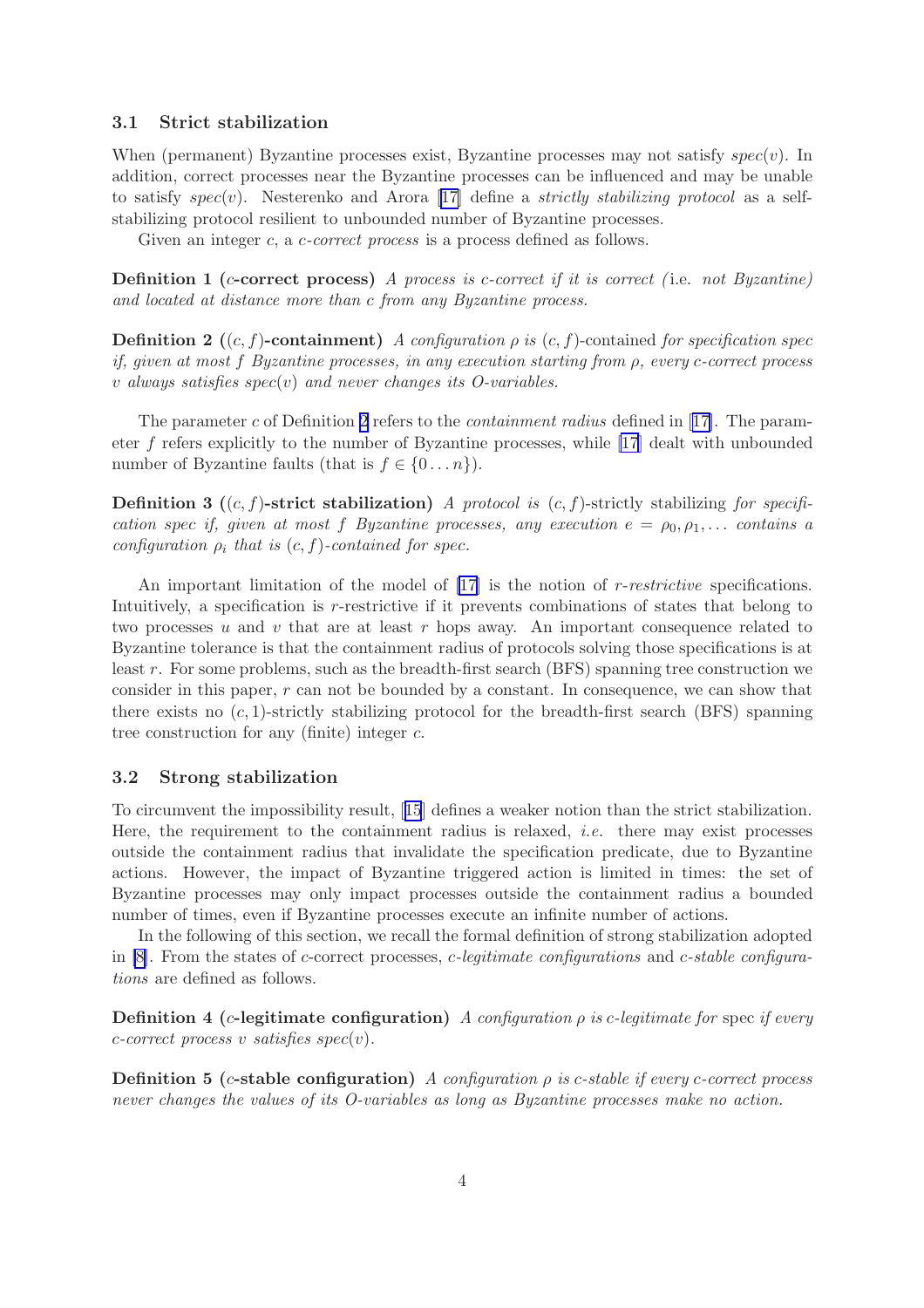### 3.1 Strict stabilization

When (permanent) Byzantine processes exist, Byzantine processes may not satisfy $spec(v)$. In addition, correct processes near the Byzantine processes can be influenced and may be unable to satisfy $spec(v)$. Nesterenko and Arora [17] define a *strictly stabilizing protocol* as a self-stabilizing protocol resilient to unbounded number of Byzantine processes.

Given an integer $c$, a *c-correct process* is a process defined as follows.

**Definition 1 ($c$-correct process)** *A process is c-correct if it is correct (*i.e. *not Byzantine) and located at distance more than c from any Byzantine process.*

**Definition 2 ($(c, f)$-containment)** *A configuration $\rho$ is $(c, f)$-contained for specification spec if, given at most f Byzantine processes, in any execution starting from $\rho$, every c-correct process v always satisfies spec$(v)$ and never changes its O-variables.*

The parameter $c$ of Definition 2 refers to the *containment radius* defined in [17]. The parameter $f$ refers explicitly to the number of Byzantine processes, while [17] dealt with unbounded number of Byzantine faults (that is $f \in \{0 \dots n\}$).

**Definition 3 ($(c, f)$-strict stabilization)** *A protocol is $(c, f)$-strictly stabilizing for specification spec if, given at most f Byzantine processes, any execution $e = \rho_0, \rho_1, \dots$ contains a configuration $\rho_i$ that is $(c, f)$-contained for spec.*

An important limitation of the model of [17] is the notion of *r-restrictive* specifications. Intuitively, a specification is $r$-restrictive if it prevents combinations of states that belong to two processes $u$ and $v$ that are at least $r$ hops away. An important consequence related to Byzantine tolerance is that the containment radius of protocols solving those specifications is at least $r$. For some problems, such as the breadth-first search (BFS) spanning tree construction we consider in this paper, $r$ can not be bounded by a constant. In consequence, we can show that there exists no $(c, 1)$-strictly stabilizing protocol for the breadth-first search (BFS) spanning tree construction for any (finite) integer $c$.

### 3.2 Strong stabilization

To circumvent the impossibility result, [15] defines a weaker notion than the strict stabilization. Here, the requirement to the containment radius is relaxed, *i.e.* there may exist processes outside the containment radius that invalidate the specification predicate, due to Byzantine actions. However, the impact of Byzantine triggered action is limited in times: the set of Byzantine processes may only impact processes outside the containment radius a bounded number of times, even if Byzantine processes execute an infinite number of actions.

In the following of this section, we recall the formal definition of strong stabilization adopted in [8]. From the states of $c$-correct processes, *c-legitimate configurations* and *c-stable configurations* are defined as follows.

**Definition 4 ($c$-legitimate configuration)** *A configuration $\rho$ is c-legitimate for* spec *if every c-correct process v satisfies spec$(v)$.*

**Definition 5 ($c$-stable configuration)** *A configuration $\rho$ is c-stable if every c-correct process never changes the values of its O-variables as long as Byzantine processes make no action.*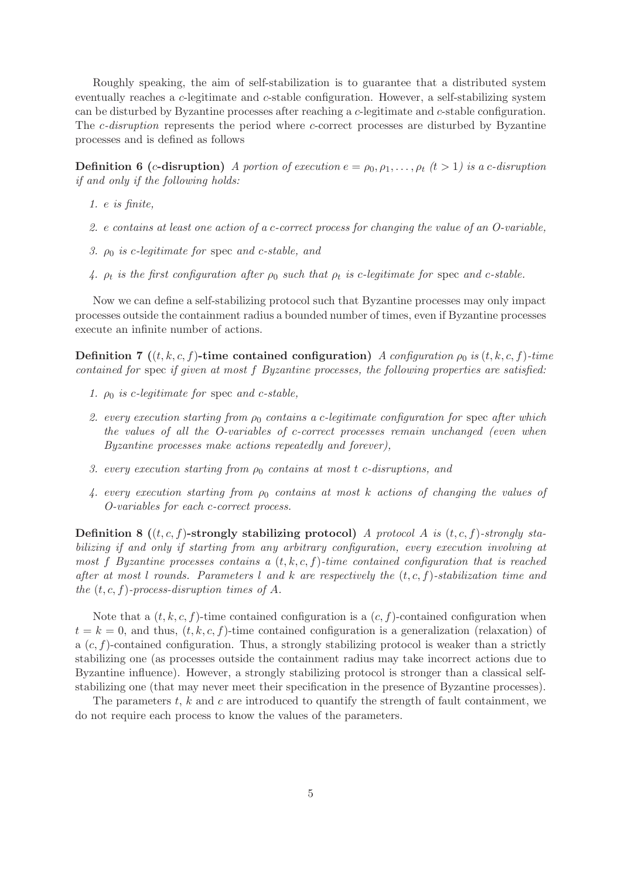Roughly speaking, the aim of self-stabilization is to guarantee that a distributed system eventually reaches a $c$-legitimate and $c$-stable configuration. However, a self-stabilizing system can be disturbed by Byzantine processes after reaching a $c$-legitimate and $c$-stable configuration. The *$c$-disruption* represents the period where $c$-correct processes are disturbed by Byzantine processes and is defined as follows

**Definition 6 ($c$-disruption)** *A portion of execution $e = \rho_0, \rho_1, \ldots, \rho_t$ ($t > 1$) is a $c$-disruption if and only if the following holds:*

1. *$e$ is finite,*
2. *$e$ contains at least one action of a $c$-correct process for changing the value of an O-variable,*
3. *$\rho_0$ is $c$-legitimate for* spec *and $c$-stable, and*
4. *$\rho_t$ is the first configuration after $\rho_0$ such that $\rho_t$ is $c$-legitimate for* spec *and $c$-stable.*

Now we can define a self-stabilizing protocol such that Byzantine processes may only impact processes outside the containment radius a bounded number of times, even if Byzantine processes execute an infinite number of actions.

**Definition 7 ($(t, k, c, f)$-time contained configuration)** *A configuration $\rho_0$ is $(t, k, c, f)$-time contained for* spec *if given at most $f$ Byzantine processes, the following properties are satisfied:*

1. *$\rho_0$ is $c$-legitimate for* spec *and $c$-stable,*
2. *every execution starting from $\rho_0$ contains a $c$-legitimate configuration for* spec *after which the values of all the O-variables of $c$-correct processes remain unchanged (even when Byzantine processes make actions repeatedly and forever),*
3. *every execution starting from $\rho_0$ contains at most $t$ $c$-disruptions, and*
4. *every execution starting from $\rho_0$ contains at most $k$ actions of changing the values of O-variables for each $c$-correct process.*

**Definition 8 ($(t, c, f)$-strongly stabilizing protocol)** *A protocol $A$ is $(t, c, f)$-strongly stabilizing if and only if starting from any arbitrary configuration, every execution involving at most $f$ Byzantine processes contains a $(t, k, c, f)$-time contained configuration that is reached after at most $l$ rounds. Parameters $l$ and $k$ are respectively the $(t, c, f)$-stabilization time and the $(t, c, f)$-process-disruption times of $A$.*

Note that a $(t, k, c, f)$-time contained configuration is a $(c, f)$-contained configuration when $t = k = 0$, and thus, $(t, k, c, f)$-time contained configuration is a generalization (relaxation) of a $(c, f)$-contained configuration. Thus, a strongly stabilizing protocol is weaker than a strictly stabilizing one (as processes outside the containment radius may take incorrect actions due to Byzantine influence). However, a strongly stabilizing protocol is stronger than a classical self-stabilizing one (that may never meet their specification in the presence of Byzantine processes).

The parameters $t$, $k$ and $c$ are introduced to quantify the strength of fault containment, we do not require each process to know the values of the parameters.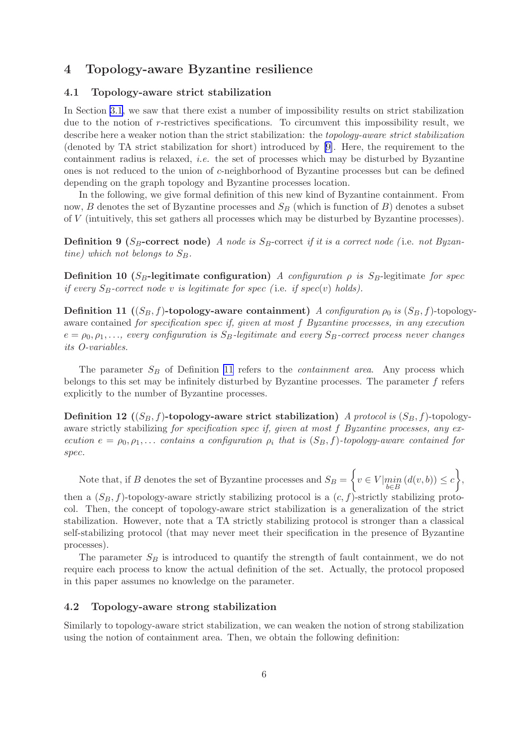## 4 Topology-aware Byzantine resilience

### 4.1 Topology-aware strict stabilization

In Section 3.1, we saw that there exist a number of impossibility results on strict stabilization due to the notion of $r$-restrictives specifications. To circumvent this impossibility result, we describe here a weaker notion than the strict stabilization: the *topology-aware strict stabilization* (denoted by TA strict stabilization for short) introduced by [9]. Here, the requirement to the containment radius is relaxed, *i.e.* the set of processes which may be disturbed by Byzantine ones is not reduced to the union of $c$-neighborhood of Byzantine processes but can be defined depending on the graph topology and Byzantine processes location.

In the following, we give formal definition of this new kind of Byzantine containment. From now, $B$ denotes the set of Byzantine processes and $S_B$ (which is function of $B$) denotes a subset of $V$ (intuitively, this set gathers all processes which may be disturbed by Byzantine processes).

**Definition 9 ($S_B$-correct node)** *A node is* $S_B$-correct *if it is a correct node (*i.e. *not Byzantine) which not belongs to* $S_B$.

**Definition 10 ($S_B$-legitimate configuration)** *A configuration* $\rho$ *is* $S_B$-legitimate *for spec if every* $S_B$*-correct node* $v$ *is legitimate for spec (*i.e. *if spec*$(v)$ *holds).*

**Definition 11 ($(S_B, f)$-topology-aware containment)** *A configuration* $\rho_0$ *is* $(S_B, f)$-topology-aware contained *for specification spec if, given at most* $f$ *Byzantine processes, in any execution* $e = \rho_0, \rho_1, \ldots$, *every configuration is* $S_B$*-legitimate and every* $S_B$*-correct process never changes its O-variables.*

The parameter $S_B$ of Definition 11 refers to the *containment area*. Any process which belongs to this set may be infinitely disturbed by Byzantine processes. The parameter $f$ refers explicitly to the number of Byzantine processes.

**Definition 12 ($(S_B, f)$-topology-aware strict stabilization)** *A protocol is* $(S_B, f)$-topology-aware strictly stabilizing *for specification spec if, given at most* $f$ *Byzantine processes, any execution* $e = \rho_0, \rho_1, \ldots$ *contains a configuration* $\rho_i$ *that is* $(S_B, f)$*-topology-aware contained for spec.*

Note that, if $B$ denotes the set of Byzantine processes and $S_B = \left\{ v \in V | \min_{b \in B} (d(v, b)) \leq c \right\}$, then a $(S_B, f)$-topology-aware strictly stabilizing protocol is a $(c, f)$-strictly stabilizing protocol. Then, the concept of topology-aware strict stabilization is a generalization of the strict stabilization. However, note that a TA strictly stabilizing protocol is stronger than a classical self-stabilizing protocol (that may never meet their specification in the presence of Byzantine processes).

The parameter $S_B$ is introduced to quantify the strength of fault containment, we do not require each process to know the actual definition of the set. Actually, the protocol proposed in this paper assumes no knowledge on the parameter.

### 4.2 Topology-aware strong stabilization

Similarly to topology-aware strict stabilization, we can weaken the notion of strong stabilization using the notion of containment area. Then, we obtain the following definition: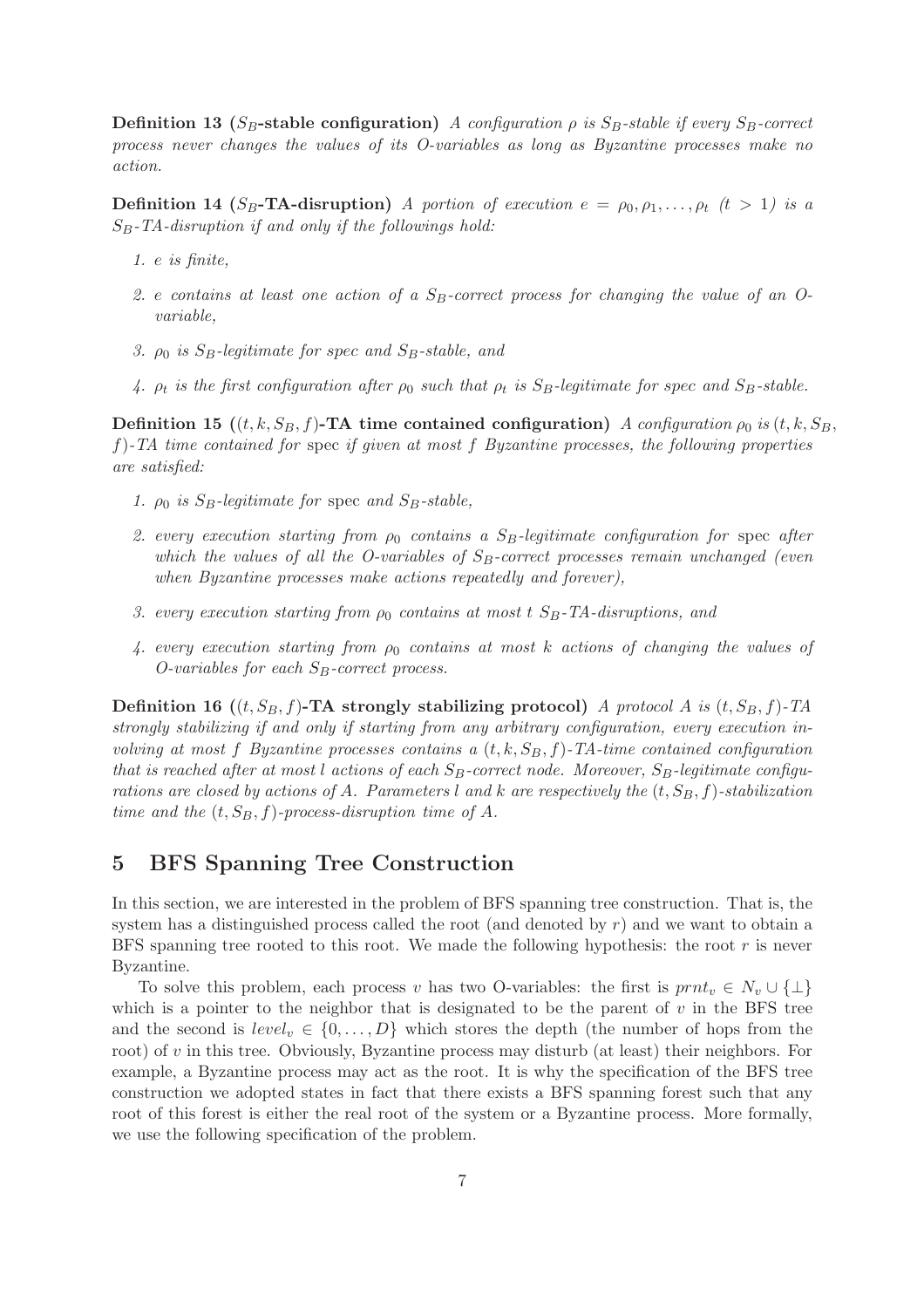**Definition 13 ($S_B$-stable configuration)** *A configuration $\rho$ is $S_B$-stable if every $S_B$-correct process never changes the values of its O-variables as long as Byzantine processes make no action.*

**Definition 14 ($S_B$-TA-disruption)** *A portion of execution $e = \rho_0, \rho_1, \ldots, \rho_t$ ($t > 1$) is a $S_B$-TA-disruption if and only if the followings hold:*

1. *e is finite,*
2. *e contains at least one action of a $S_B$-correct process for changing the value of an O-variable,*
3. *$\rho_0$ is $S_B$-legitimate for spec and $S_B$-stable, and*
4. *$\rho_t$ is the first configuration after $\rho_0$ such that $\rho_t$ is $S_B$-legitimate for spec and $S_B$-stable.*

**Definition 15 ($(t, k, S_B, f)$-TA time contained configuration)** *A configuration $\rho_0$ is $(t, k, S_B, f)$-TA time contained for* spec *if given at most f Byzantine processes, the following properties are satisfied:*

1. *$\rho_0$ is $S_B$-legitimate for* spec *and $S_B$-stable,*
2. *every execution starting from $\rho_0$ contains a $S_B$-legitimate configuration for* spec *after which the values of all the O-variables of $S_B$-correct processes remain unchanged (even when Byzantine processes make actions repeatedly and forever),*
3. *every execution starting from $\rho_0$ contains at most $t$ $S_B$-TA-disruptions, and*
4. *every execution starting from $\rho_0$ contains at most $k$ actions of changing the values of O-variables for each $S_B$-correct process.*

**Definition 16 ($(t, S_B, f)$-TA strongly stabilizing protocol)** *A protocol A is $(t, S_B, f)$-TA strongly stabilizing if and only if starting from any arbitrary configuration, every execution involving at most f Byzantine processes contains a $(t, k, S_B, f)$-TA-time contained configuration that is reached after at most l actions of each $S_B$-correct node. Moreover, $S_B$-legitimate configurations are closed by actions of A. Parameters l and k are respectively the $(t, S_B, f)$-stabilization time and the $(t, S_B, f)$-process-disruption time of A.*

## 5 BFS Spanning Tree Construction

In this section, we are interested in the problem of BFS spanning tree construction. That is, the system has a distinguished process called the root (and denoted by $r$) and we want to obtain a BFS spanning tree rooted to this root. We made the following hypothesis: the root $r$ is never Byzantine.

To solve this problem, each process $v$ has two O-variables: the first is $prnt_v \in N_v \cup \{\bot\}$ which is a pointer to the neighbor that is designated to be the parent of $v$ in the BFS tree and the second is $level_v \in \{0, \ldots, D\}$ which stores the depth (the number of hops from the root) of $v$ in this tree. Obviously, Byzantine process may disturb (at least) their neighbors. For example, a Byzantine process may act as the root. It is why the specification of the BFS tree construction we adopted states in fact that there exists a BFS spanning forest such that any root of this forest is either the real root of the system or a Byzantine process. More formally, we use the following specification of the problem.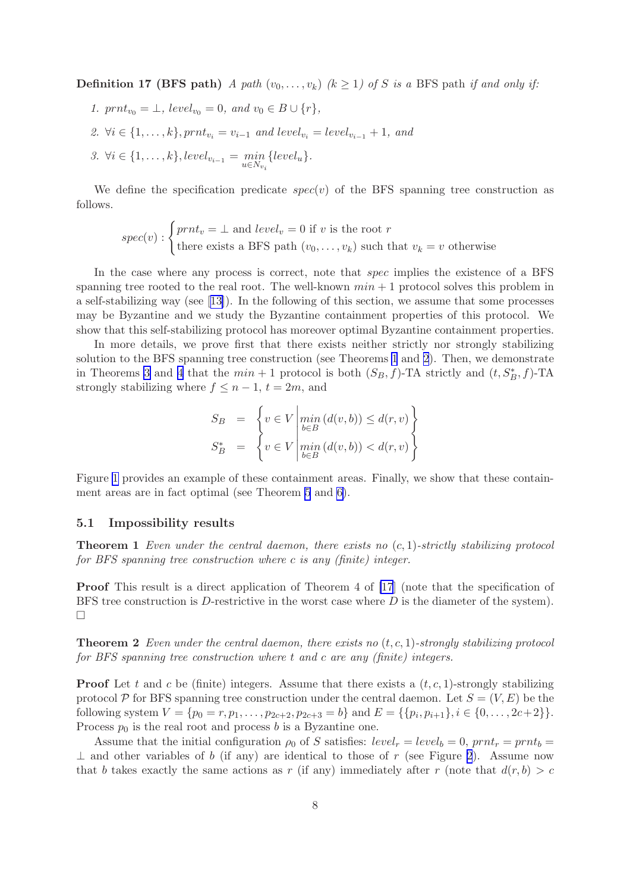**Definition 17 (BFS path)** *A path* $(v_0, \ldots, v_k)$ $(k \geq 1)$ *of* $S$ *is a* BFS path *if and only if:*

1. $prnt_{v_0} = \bot$, $level_{v_0} = 0$, *and* $v_0 \in B \cup \{r\}$,
2. $\forall i \in \{1, \ldots, k\}, prnt_{v_i} = v_{i-1}$ *and* $level_{v_i} = level_{v_{i-1}} + 1$, *and*
3. $\forall i \in \{1, \ldots, k\}, level_{v_{i-1}} = \min\limits_{u \in N_{v_i}} \{level_u\}$.

We define the specification predicate $spec(v)$ of the BFS spanning tree construction as follows.

$$spec(v) : \begin{cases} prnt_v = \bot \text{ and } level_v = 0 \text{ if } v \text{ is the root } r \\ \text{there exists a BFS path } (v_0, \ldots, v_k) \text{ such that } v_k = v \text{ otherwise} \end{cases}$$

In the case where any process is correct, note that *spec* implies the existence of a BFS spanning tree rooted to the real root. The well-known $min + 1$ protocol solves this problem in a self-stabilizing way (see [13]). In the following of this section, we assume that some processes may be Byzantine and we study the Byzantine containment properties of this protocol. We show that this self-stabilizing protocol has moreover optimal Byzantine containment properties.

In more details, we prove first that there exists neither strictly nor strongly stabilizing solution to the BFS spanning tree construction (see Theorems 1 and 2). Then, we demonstrate in Theorems 3 and 4 that the $min + 1$ protocol is both $(S_B, f)$-TA strictly and $(t, S_B^*, f)$-TA strongly stabilizing where $f \leq n - 1$, $t = 2m$, and

$$\begin{aligned} S_B &= \left\{ v \in V \;\middle|\; \min_{b \in B} (d(v, b)) \leq d(r, v) \right\} \\ S_B^* &= \left\{ v \in V \;\middle|\; \min_{b \in B} (d(v, b)) < d(r, v) \right\} \end{aligned}$$

Figure 1 provides an example of these containment areas. Finally, we show that these containment areas are in fact optimal (see Theorem 5 and 6).

### 5.1 Impossibility results

**Theorem 1** *Even under the central daemon, there exists no* $(c, 1)$*-strictly stabilizing protocol for BFS spanning tree construction where* $c$ *is any (finite) integer.*

**Proof** This result is a direct application of Theorem 4 of [17] (note that the specification of BFS tree construction is $D$-restrictive in the worst case where $D$ is the diameter of the system). □

**Theorem 2** *Even under the central daemon, there exists no* $(t, c, 1)$*-strongly stabilizing protocol for BFS spanning tree construction where* $t$ *and* $c$ *are any (finite) integers.*

**Proof** Let $t$ and $c$ be (finite) integers. Assume that there exists a $(t, c, 1)$-strongly stabilizing protocol $\mathcal{P}$ for BFS spanning tree construction under the central daemon. Let $S = (V, E)$ be the following system $V = \{p_0 = r, p_1, \ldots, p_{2c+2}, p_{2c+3} = b\}$ and $E = \{\{p_i, p_{i+1}\}, i \in \{0, \ldots, 2c+2\}\}$. Process $p_0$ is the real root and process $b$ is a Byzantine one.

Assume that the initial configuration $\rho_0$ of $S$ satisfies: $level_r = level_b = 0$, $prnt_r = prnt_b = \bot$ and other variables of $b$ (if any) are identical to those of $r$ (see Figure 2). Assume now that $b$ takes exactly the same actions as $r$ (if any) immediately after $r$ (note that $d(r, b) > c$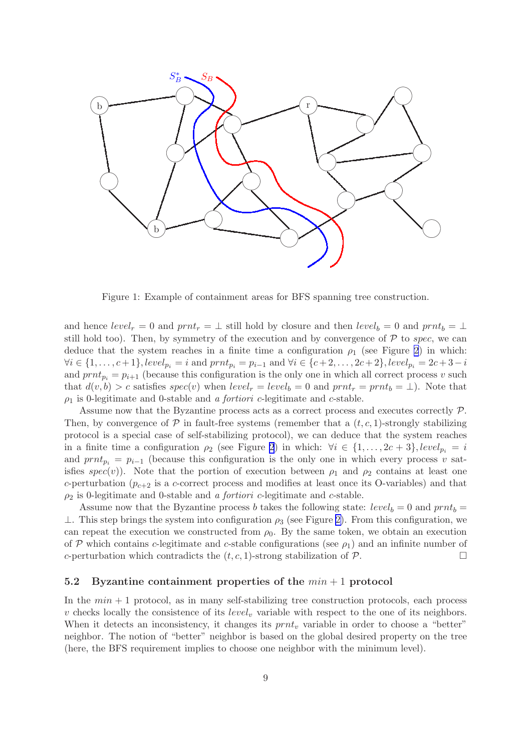Figure 1: Example of containment areas for BFS spanning tree construction.

and hence $level_r = 0$ and $prnt_r = \perp$ still hold by closure and then $level_b = 0$ and $prnt_b = \perp$ still hold too). Then, by symmetry of the execution and by convergence of $\mathcal{P}$ to *spec*, we can deduce that the system reaches in a finite time a configuration $\rho_1$ (see Figure 2) in which: $\forall i \in \{1, \dots, c+1\}, level_{p_i} = i$ and $prnt_{p_i} = p_{i-1}$ and $\forall i \in \{c+2, \dots, 2c+2\}, level_{p_i} = 2c+3-i$ and $prnt_{p_i} = p_{i+1}$ (because this configuration is the only one in which all correct process $v$ such that $d(v, b) > c$ satisfies $spec(v)$ when $level_r = level_b = 0$ and $prnt_r = prnt_b = \perp$). Note that $\rho_1$ is 0-legitimate and 0-stable and *a fortiori* $c$-legitimate and $c$-stable.

Assume now that the Byzantine process acts as a correct process and executes correctly $\mathcal{P}$. Then, by convergence of $\mathcal{P}$ in fault-free systems (remember that a $(t, c, 1)$-strongly stabilizing protocol is a special case of self-stabilizing protocol), we can deduce that the system reaches in a finite time a configuration $\rho_2$ (see Figure 2) in which: $\forall i \in \{1, \dots, 2c+3\}, level_{p_i} = i$ and $prnt_{p_i} = p_{i-1}$ (because this configuration is the only one in which every process $v$ satisfies $spec(v)$). Note that the portion of execution between $\rho_1$ and $\rho_2$ contains at least one $c$-perturbation ($p_{c+2}$ is a $c$-correct process and modifies at least once its O-variables) and that $\rho_2$ is 0-legitimate and 0-stable and *a fortiori* $c$-legitimate and $c$-stable.

Assume now that the Byzantine process $b$ takes the following state: $level_b = 0$ and $prnt_b = \perp$. This step brings the system into configuration $\rho_3$ (see Figure 2). From this configuration, we can repeat the execution we constructed from $\rho_0$. By the same token, we obtain an execution of $\mathcal{P}$ which contains $c$-legitimate and $c$-stable configurations (see $\rho_1$) and an infinite number of $c$-perturbation which contradicts the $(t, c, 1)$-strong stabilization of $\mathcal{P}$. $\square$

### 5.2 Byzantine containment properties of the $min + 1$ protocol

In the $min + 1$ protocol, as in many self-stabilizing tree construction protocols, each process $v$ checks locally the consistence of its $level_v$ variable with respect to the one of its neighbors. When it detects an inconsistency, it changes its $prnt_v$ variable in order to choose a "better" neighbor. The notion of "better" neighbor is based on the global desired property on the tree (here, the BFS requirement implies to choose one neighbor with the minimum level).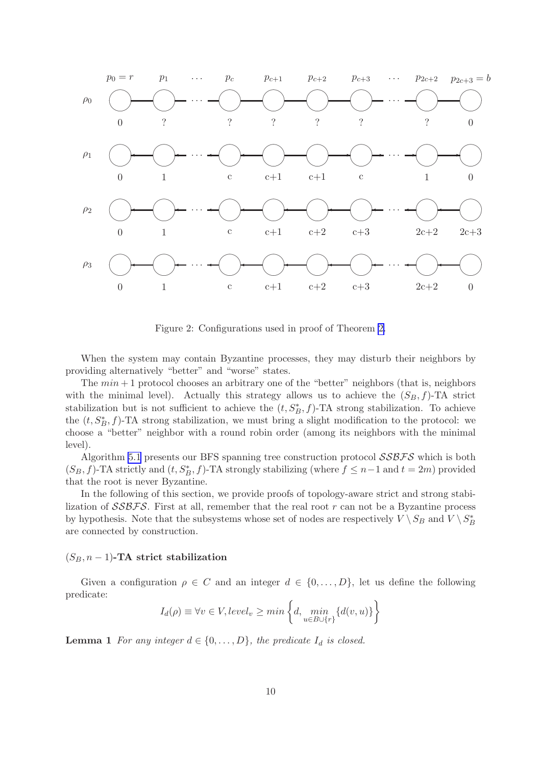Figure 2: Configurations used in proof of Theorem 2.

When the system may contain Byzantine processes, they may disturb their neighbors by providing alternatively "better" and "worse" states.

The $min+1$ protocol chooses an arbitrary one of the "better" neighbors (that is, neighbors with the minimal level). Actually this strategy allows us to achieve the $(S_B, f)$-TA strict stabilization but is not sufficient to achieve the $(t, S_B^*, f)$-TA strong stabilization. To achieve the $(t, S_B^*, f)$-TA strong stabilization, we must bring a slight modification to the protocol: we choose a "better" neighbor with a round robin order (among its neighbors with the minimal level).

Algorithm 5.1 presents our BFS spanning tree construction protocol $\mathcal{SSBFS}$ which is both $(S_B, f)$-TA strictly and $(t, S_B^*, f)$-TA strongly stabilizing (where $f \leq n-1$ and $t = 2m$) provided that the root is never Byzantine.

In the following of this section, we provide proofs of topology-aware strict and strong stabilization of $\mathcal{SSBFS}$. First at all, remember that the real root $r$ can not be a Byzantine process by hypothesis. Note that the subsystems whose set of nodes are respectively $V \setminus S_B$ and $V \setminus S_B^*$ are connected by construction.

**$(S_B, n-1)$-TA strict stabilization**

Given a configuration $\rho \in C$ and an integer $d \in \{0, \ldots, D\}$, let us define the following predicate:

$$I_d(\rho) \equiv \forall v \in V, level_v \geq min\left\{d, \underset{u \in B \cup \{r\}}{min}\{d(v,u)\}\right\}$$

**Lemma 1** *For any integer $d \in \{0, \ldots, D\}$, the predicate $I_d$ is closed.*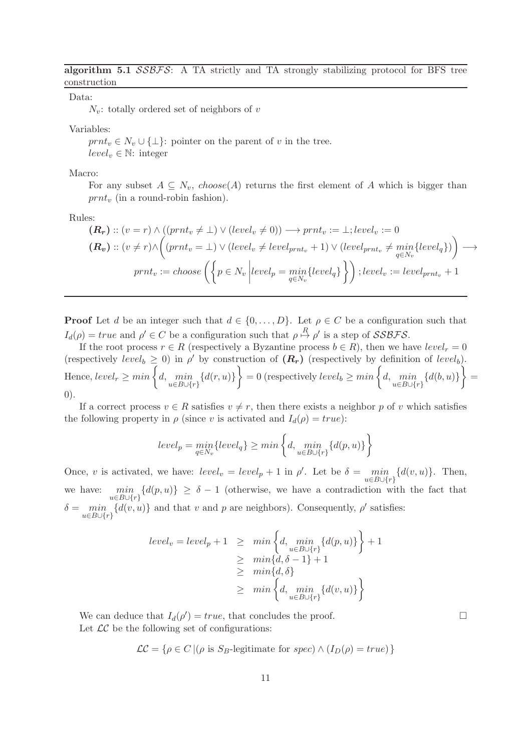**algorithm 5.1** $\mathcal{SSBFS}$: A TA strictly and TA strongly stabilizing protocol for BFS tree construction

Data:

$N_v$: totally ordered set of neighbors of $v$

Variables:

$prnt_v \in N_v \cup \{\bot\}$: pointer on the parent of $v$ in the tree.

$level_v \in \mathbb{N}$: integer

Macro:

For any subset $A \subseteq N_v$, $choose(A)$ returns the first element of $A$ which is bigger than $prnt_v$ (in a round-robin fashion).

Rules:

$(\boldsymbol{R_r}) :: (v = r) \wedge ((prnt_v \neq \bot) \vee (level_v \neq 0)) \longrightarrow prnt_v := \bot; level_v := 0$

$$(\boldsymbol{R_v}) :: (v \neq r) \wedge \left( (prnt_v = \bot) \vee (level_v \neq level_{prnt_v} + 1) \vee (level_{prnt_v} \neq \min_{q \in N_v}\{level_q\}) \right) \longrightarrow$$

$$prnt_v := choose\left( \left\{ p \in N_v \,\middle|\, level_p = \min_{q \in N_v}\{level_q\} \right\} \right); level_v := level_{prnt_v} + 1$$

---

**Proof** Let $d$ be an integer such that $d \in \{0, \ldots, D\}$. Let $\rho \in C$ be a configuration such that $I_d(\rho) = true$ and $\rho' \in C$ be a configuration such that $\rho \overset{R}{\mapsto} \rho'$ is a step of $\mathcal{SSBFS}$.

If the root process $r \in R$ (respectively a Byzantine process $b \in R$), then we have $level_r = 0$ (respectively $level_b \geq 0$) in $\rho'$ by construction of $(\boldsymbol{R_r})$ (respectively by definition of $level_b$). Hence, $level_r \geq min\left\{d, \min_{u \in B \cup \{r\}}\{d(r,u)\}\right\} = 0$ (respectively $level_b \geq min\left\{d, \min_{u \in B \cup \{r\}}\{d(b,u)\}\right\} = 0$).

If a correct process $v \in R$ satisfies $v \neq r$, then there exists a neighbor $p$ of $v$ which satisfies the following property in $\rho$ (since $v$ is activated and $I_d(\rho) = true$):

$$level_p = \min_{q \in N_v}\{level_q\} \geq min\left\{d, \min_{u \in B \cup \{r\}}\{d(p,u)\}\right\}$$

Once, $v$ is activated, we have: $level_v = level_p + 1$ in $\rho'$. Let be $\delta = \min_{u \in B \cup \{r\}}\{d(v,u)\}$. Then, we have: $\min_{u \in B \cup \{r\}}\{d(p,u)\} \geq \delta - 1$ (otherwise, we have a contradiction with the fact that $\delta = \min_{u \in B \cup \{r\}}\{d(v,u)\}$ and that $v$ and $p$ are neighbors). Consequently, $\rho'$ satisfies:

$$\begin{aligned}
level_v = level_p + 1 &\geq min\left\{d, \min_{u \in B \cup \{r\}}\{d(p,u)\}\right\} + 1 \\
&\geq min\{d, \delta - 1\} + 1 \\
&\geq min\{d, \delta\} \\
&\geq min\left\{d, \min_{u \in B \cup \{r\}}\{d(v,u)\}\right\}
\end{aligned}$$

We can deduce that $I_d(\rho') = true$, that concludes the proof. $\square$

Let $\mathcal{LC}$ be the following set of configurations:

$$\mathcal{LC} = \{\rho \in C \,|\, (\rho \text{ is } S_B\text{-legitimate for } spec) \wedge (I_D(\rho) = true)\}$$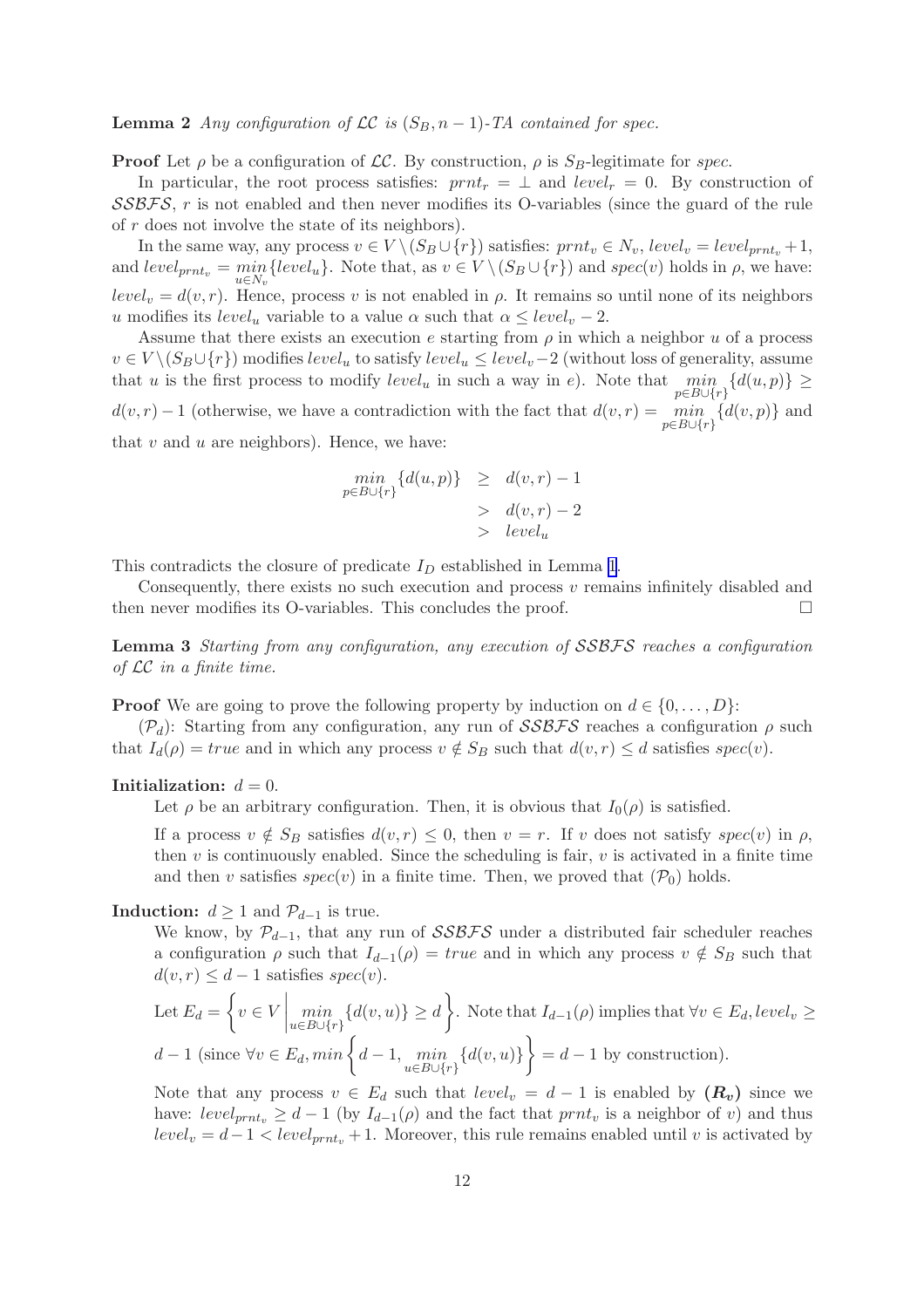**Lemma 2** *Any configuration of $\mathcal{LC}$ is $(S_B, n-1)$-TA contained for spec.*

**Proof** Let $\rho$ be a configuration of $\mathcal{LC}$. By construction, $\rho$ is $S_B$-legitimate for *spec*.

In particular, the root process satisfies: $prnt_r = \bot$ and $level_r = 0$. By construction of $\mathcal{SSBFS}$, $r$ is not enabled and then never modifies its O-variables (since the guard of the rule of $r$ does not involve the state of its neighbors).

In the same way, any process $v \in V \setminus (S_B \cup \{r\})$ satisfies: $prnt_v \in N_v$, $level_v = level_{prnt_v} + 1$, and $level_{prnt_v} = \min_{u \in N_v}\{level_u\}$. Note that, as $v \in V \setminus (S_B \cup \{r\})$ and $spec(v)$ holds in $\rho$, we have: $level_v = d(v, r)$. Hence, process $v$ is not enabled in $\rho$. It remains so until none of its neighbors $u$ modifies its $level_u$ variable to a value $\alpha$ such that $\alpha \leq level_v - 2$.

Assume that there exists an execution $e$ starting from $\rho$ in which a neighbor $u$ of a process $v \in V \setminus (S_B \cup \{r\})$ modifies $level_u$ to satisfy $level_u \leq level_v - 2$ (without loss of generality, assume that $u$ is the first process to modify $level_u$ in such a way in $e$). Note that $\min_{p \in B \cup \{r\}}\{d(u,p)\} \geq d(v,r) - 1$ (otherwise, we have a contradiction with the fact that $d(v,r) = \min_{p \in B \cup \{r\}}\{d(v,p)\}$ and that $v$ and $u$ are neighbors). Hence, we have:

$$
\begin{aligned}
\min_{p \in B \cup \{r\}}\{d(u,p)\} &\geq d(v,r) - 1 \\
&> d(v,r) - 2 \\
&> level_u
\end{aligned}
$$

This contradicts the closure of predicate $I_D$ established in Lemma 1.

Consequently, there exists no such execution and process $v$ remains infinitely disabled and then never modifies its O-variables. This concludes the proof. $\Box$

**Lemma 3** *Starting from any configuration, any execution of $\mathcal{SSBFS}$ reaches a configuration of $\mathcal{LC}$ in a finite time.*

**Proof** We are going to prove the following property by induction on $d \in \{0, \ldots, D\}$:

$(\mathcal{P}_d)$: Starting from any configuration, any run of $\mathcal{SSBFS}$ reaches a configuration $\rho$ such that $I_d(\rho) = true$ and in which any process $v \notin S_B$ such that $d(v,r) \leq d$ satisfies $spec(v)$.

**Initialization:** $d = 0$.

Let $\rho$ be an arbitrary configuration. Then, it is obvious that $I_0(\rho)$ is satisfied.

If a process $v \notin S_B$ satisfies $d(v,r) \leq 0$, then $v = r$. If $v$ does not satisfy $spec(v)$ in $\rho$, then $v$ is continuously enabled. Since the scheduling is fair, $v$ is activated in a finite time and then $v$ satisfies $spec(v)$ in a finite time. Then, we proved that $(\mathcal{P}_0)$ holds.

**Induction:** $d \geq 1$ and $\mathcal{P}_{d-1}$ is true.

We know, by $\mathcal{P}_{d-1}$, that any run of $\mathcal{SSBFS}$ under a distributed fair scheduler reaches a configuration $\rho$ such that $I_{d-1}(\rho) = true$ and in which any process $v \notin S_B$ such that $d(v,r) \leq d-1$ satisfies $spec(v)$.

Let $E_d = \left\{ v \in V \,\middle|\, \min_{u \in B \cup \{r\}}\{d(v,u)\} \geq d \right\}$. Note that $I_{d-1}(\rho)$ implies that $\forall v \in E_d, level_v \geq d-1$ (since $\forall v \in E_d, \min\left\{d-1, \min_{u \in B \cup \{r\}}\{d(v,u)\}\right\} = d-1$ by construction).

Note that any process $v \in E_d$ such that $level_v = d-1$ is enabled by $\boldsymbol{(R_v)}$ since we have: $level_{prnt_v} \geq d-1$ (by $I_{d-1}(\rho)$ and the fact that $prnt_v$ is a neighbor of $v$) and thus $level_v = d-1 < level_{prnt_v} + 1$. Moreover, this rule remains enabled until $v$ is activated by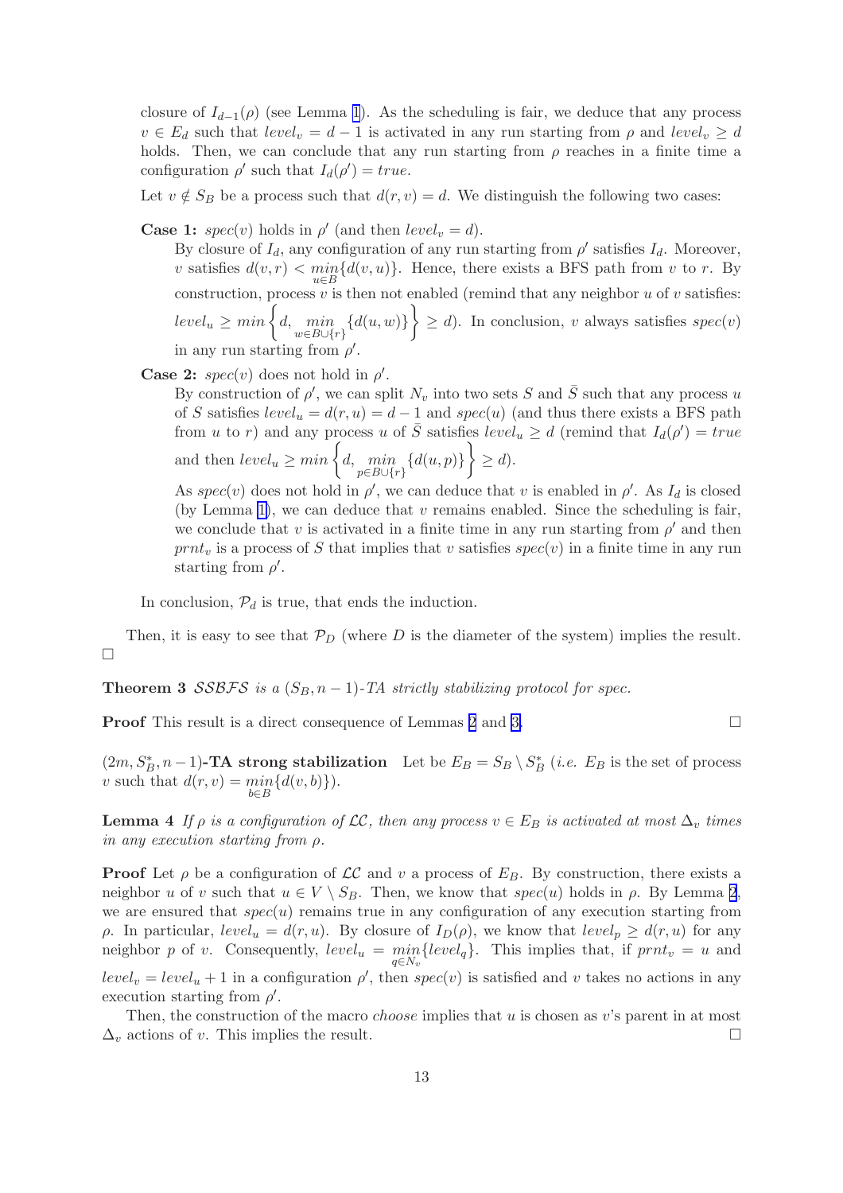closure of $I_{d-1}(\rho)$ (see Lemma 1). As the scheduling is fair, we deduce that any process $v \in E_d$ such that $level_v = d-1$ is activated in any run starting from $\rho$ and $level_v \geq d$ holds. Then, we can conclude that any run starting from $\rho$ reaches in a finite time a configuration $\rho'$ such that $I_d(\rho') = true$.

Let $v \notin S_B$ be a process such that $d(r,v) = d$. We distinguish the following two cases:

**Case 1:** $spec(v)$ holds in $\rho'$ (and then $level_v = d$).

By closure of $I_d$, any configuration of any run starting from $\rho'$ satisfies $I_d$. Moreover, $v$ satisfies $d(v,r) < \min_{u \in B}\{d(v,u)\}$. Hence, there exists a BFS path from $v$ to $r$. By construction, process $v$ is then not enabled (remind that any neighbor $u$ of $v$ satisfies: $level_u \geq \min\left\{d, \min_{w \in B \cup \{r\}}\{d(u,w)\}\right\} \geq d$). In conclusion, $v$ always satisfies $spec(v)$ in any run starting from $\rho'$.

**Case 2:** $spec(v)$ does not hold in $\rho'$.

By construction of $\rho'$, we can split $N_v$ into two sets $S$ and $\bar{S}$ such that any process $u$ of $S$ satisfies $level_u = d(r,u) = d-1$ and $spec(u)$ (and thus there exists a BFS path from $u$ to $r$) and any process $u$ of $\bar{S}$ satisfies $level_u \geq d$ (remind that $I_d(\rho') = true$ and then $level_u \geq \min\left\{d, \min_{p \in B \cup \{r\}}\{d(u,p)\}\right\} \geq d$).

As $spec(v)$ does not hold in $\rho'$, we can deduce that $v$ is enabled in $\rho'$. As $I_d$ is closed (by Lemma 1), we can deduce that $v$ remains enabled. Since the scheduling is fair, we conclude that $v$ is activated in a finite time in any run starting from $\rho'$ and then $prnt_v$ is a process of $S$ that implies that $v$ satisfies $spec(v)$ in a finite time in any run starting from $\rho'$.

In conclusion, $\mathcal{P}_d$ is true, that ends the induction.

Then, it is easy to see that $\mathcal{P}_D$ (where $D$ is the diameter of the system) implies the result.
□

**Theorem 3** *$\mathcal{SSBFS}$ is a $(S_B, n-1)$-TA strictly stabilizing protocol for spec.*

**Proof** This result is a direct consequence of Lemmas 2 and 3. □

**$(2m, S_B^*, n-1)$-TA strong stabilization** Let be $E_B = S_B \setminus S_B^*$ (*i.e.* $E_B$ is the set of process $v$ such that $d(r,v) = \min_{b \in B}\{d(v,b)\}$).

**Lemma 4** *If $\rho$ is a configuration of $\mathcal{LC}$, then any process $v \in E_B$ is activated at most $\Delta_v$ times in any execution starting from $\rho$.*

**Proof** Let $\rho$ be a configuration of $\mathcal{LC}$ and $v$ a process of $E_B$. By construction, there exists a neighbor $u$ of $v$ such that $u \in V \setminus S_B$. Then, we know that $spec(u)$ holds in $\rho$. By Lemma 2, we are ensured that $spec(u)$ remains true in any configuration of any execution starting from $\rho$. In particular, $level_u = d(r,u)$. By closure of $I_D(\rho)$, we know that $level_p \geq d(r,u)$ for any neighbor $p$ of $v$. Consequently, $level_u = \min_{q \in N_v}\{level_q\}$. This implies that, if $prnt_v = u$ and $level_v = level_u + 1$ in a configuration $\rho'$, then $spec(v)$ is satisfied and $v$ takes no actions in any execution starting from $\rho'$.

Then, the construction of the macro *choose* implies that $u$ is chosen as $v$'s parent in at most $\Delta_v$ actions of $v$. This implies the result. □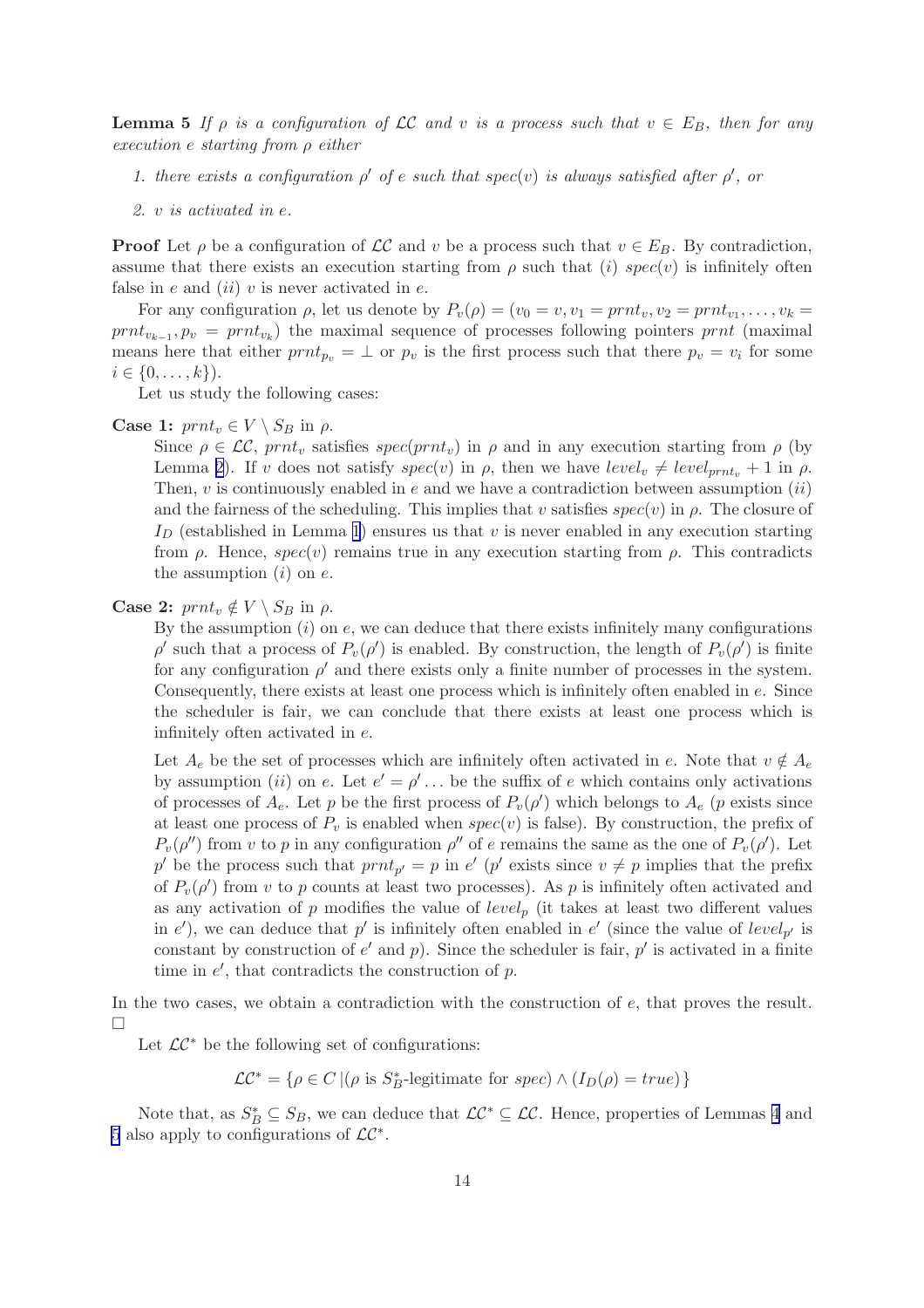**Lemma 5** *If $\rho$ is a configuration of $\mathcal{LC}$ and $v$ is a process such that $v \in E_B$, then for any execution $e$ starting from $\rho$ either*

1. *there exists a configuration $\rho'$ of $e$ such that $spec(v)$ is always satisfied after $\rho'$, or*
2. *$v$ is activated in $e$.*

**Proof** Let $\rho$ be a configuration of $\mathcal{LC}$ and $v$ be a process such that $v \in E_B$. By contradiction, assume that there exists an execution starting from $\rho$ such that $(i)$ $spec(v)$ is infinitely often false in $e$ and $(ii)$ $v$ is never activated in $e$.

For any configuration $\rho$, let us denote by $P_v(\rho) = (v_0 = v, v_1 = prnt_v, v_2 = prnt_{v_1}, \ldots, v_k = prnt_{v_{k-1}}, p_v = prnt_{v_k})$ the maximal sequence of processes following pointers $prnt$ (maximal means here that either $prnt_{p_v} = \bot$ or $p_v$ is the first process such that there $p_v = v_i$ for some $i \in \{0, \ldots, k\}$).

Let us study the following cases:

**Case 1:** $prnt_v \in V \setminus S_B$ in $\rho$.

Since $\rho \in \mathcal{LC}$, $prnt_v$ satisfies $spec(prnt_v)$ in $\rho$ and in any execution starting from $\rho$ (by Lemma 2). If $v$ does not satisfy $spec(v)$ in $\rho$, then we have $level_v \neq level_{prnt_v} + 1$ in $\rho$. Then, $v$ is continuously enabled in $e$ and we have a contradiction between assumption $(ii)$ and the fairness of the scheduling. This implies that $v$ satisfies $spec(v)$ in $\rho$. The closure of $I_D$ (established in Lemma 1) ensures us that $v$ is never enabled in any execution starting from $\rho$. Hence, $spec(v)$ remains true in any execution starting from $\rho$. This contradicts the assumption $(i)$ on $e$.

**Case 2:** $prnt_v \notin V \setminus S_B$ in $\rho$.

By the assumption $(i)$ on $e$, we can deduce that there exists infinitely many configurations $\rho'$ such that a process of $P_v(\rho')$ is enabled. By construction, the length of $P_v(\rho')$ is finite for any configuration $\rho'$ and there exists only a finite number of processes in the system. Consequently, there exists at least one process which is infinitely often enabled in $e$. Since the scheduler is fair, we can conclude that there exists at least one process which is infinitely often activated in $e$.

Let $A_e$ be the set of processes which are infinitely often activated in $e$. Note that $v \notin A_e$ by assumption $(ii)$ on $e$. Let $e' = \rho' \ldots$ be the suffix of $e$ which contains only activations of processes of $A_e$. Let $p$ be the first process of $P_v(\rho')$ which belongs to $A_e$ ($p$ exists since at least one process of $P_v$ is enabled when $spec(v)$ is false). By construction, the prefix of $P_v(\rho'')$ from $v$ to $p$ in any configuration $\rho''$ of $e$ remains the same as the one of $P_v(\rho')$. Let $p'$ be the process such that $prnt_{p'} = p$ in $e'$ ($p'$ exists since $v \neq p$ implies that the prefix of $P_v(\rho')$ from $v$ to $p$ counts at least two processes). As $p$ is infinitely often activated and as any activation of $p$ modifies the value of $level_p$ (it takes at least two different values in $e'$), we can deduce that $p'$ is infinitely often enabled in $e'$ (since the value of $level_{p'}$ is constant by construction of $e'$ and $p$). Since the scheduler is fair, $p'$ is activated in a finite time in $e'$, that contradicts the construction of $p$.

In the two cases, we obtain a contradiction with the construction of $e$, that proves the result. $\Box$

Let $\mathcal{LC}^*$ be the following set of configurations:

$$\mathcal{LC}^* = \{\rho \in C \,|(\rho \text{ is } S_B^*\text{-legitimate for } spec) \wedge (I_D(\rho) = true)\}$$

Note that, as $S_B^* \subseteq S_B$, we can deduce that $\mathcal{LC}^* \subseteq \mathcal{LC}$. Hence, properties of Lemmas 4 and 5 also apply to configurations of $\mathcal{LC}^*$.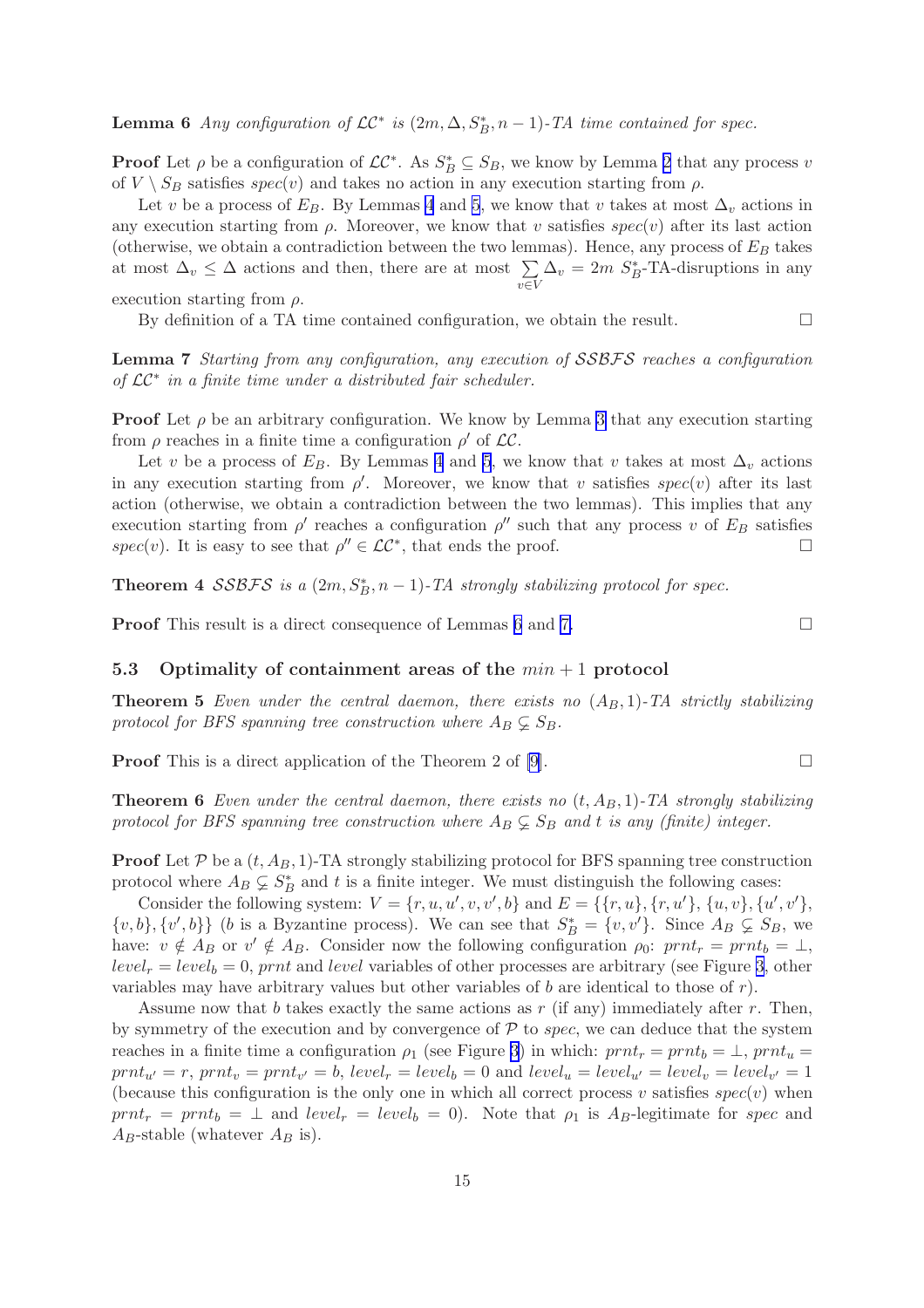**Lemma 6** *Any configuration of $\mathcal{LC}^*$ is $(2m, \Delta, S_B^*, n-1)$-TA time contained for spec.*

**Proof** Let $\rho$ be a configuration of $\mathcal{LC}^*$. As $S_B^* \subseteq S_B$, we know by Lemma 2 that any process $v$ of $V \setminus S_B$ satisfies $spec(v)$ and takes no action in any execution starting from $\rho$.

Let $v$ be a process of $E_B$. By Lemmas 4 and 5, we know that $v$ takes at most $\Delta_v$ actions in any execution starting from $\rho$. Moreover, we know that $v$ satisfies $spec(v)$ after its last action (otherwise, we obtain a contradiction between the two lemmas). Hence, any process of $E_B$ takes at most $\Delta_v \leq \Delta$ actions and then, there are at most $\sum_{v \in V} \Delta_v = 2m$ $S_B^*$-TA-disruptions in any execution starting from $\rho$.

By definition of a TA time contained configuration, we obtain the result. $\Box$

**Lemma 7** *Starting from any configuration, any execution of $\mathcal{SSBFS}$ reaches a configuration of $\mathcal{LC}^*$ in a finite time under a distributed fair scheduler.*

**Proof** Let $\rho$ be an arbitrary configuration. We know by Lemma 3 that any execution starting from $\rho$ reaches in a finite time a configuration $\rho'$ of $\mathcal{LC}$.

Let $v$ be a process of $E_B$. By Lemmas 4 and 5, we know that $v$ takes at most $\Delta_v$ actions in any execution starting from $\rho'$. Moreover, we know that $v$ satisfies $spec(v)$ after its last action (otherwise, we obtain a contradiction between the two lemmas). This implies that any execution starting from $\rho'$ reaches a configuration $\rho''$ such that any process $v$ of $E_B$ satisfies $spec(v)$. It is easy to see that $\rho'' \in \mathcal{LC}^*$, that ends the proof. $\Box$

**Theorem 4** *$\mathcal{SSBFS}$ is a $(2m, S_B^*, n-1)$-TA strongly stabilizing protocol for spec.*

**Proof** This result is a direct consequence of Lemmas 6 and 7. $\Box$

### 5.3 Optimality of containment areas of the $min+1$ protocol

**Theorem 5** *Even under the central daemon, there exists no $(A_B, 1)$-TA strictly stabilizing protocol for BFS spanning tree construction where $A_B \subsetneq S_B$.*

**Proof** This is a direct application of the Theorem 2 of [9]. $\Box$

**Theorem 6** *Even under the central daemon, there exists no $(t, A_B, 1)$-TA strongly stabilizing protocol for BFS spanning tree construction where $A_B \subsetneq S_B$ and $t$ is any (finite) integer.*

**Proof** Let $\mathcal{P}$ be a $(t, A_B, 1)$-TA strongly stabilizing protocol for BFS spanning tree construction protocol where $A_B \subsetneq S_B^*$ and $t$ is a finite integer. We must distinguish the following cases:

Consider the following system: $V = \{r, u, u', v, v', b\}$ and $E = \{\{r, u\}, \{r, u'\}, \{u, v\}, \{u', v'\}, \{v, b\}, \{v', b\}\}$ ($b$ is a Byzantine process). We can see that $S_B^* = \{v, v'\}$. Since $A_B \subsetneq S_B$, we have: $v \notin A_B$ or $v' \notin A_B$. Consider now the following configuration $\rho_0$: $prnt_r = prnt_b = \bot$, $level_r = level_b = 0$, $prnt$ and $level$ variables of other processes are arbitrary (see Figure 3, other variables may have arbitrary values but other variables of $b$ are identical to those of $r$).

Assume now that $b$ takes exactly the same actions as $r$ (if any) immediately after $r$. Then, by symmetry of the execution and by convergence of $\mathcal{P}$ to *spec*, we can deduce that the system reaches in a finite time a configuration $\rho_1$ (see Figure 3) in which: $prnt_r = prnt_b = \bot$, $prnt_u = prnt_{u'} = r$, $prnt_v = prnt_{v'} = b$, $level_r = level_b = 0$ and $level_u = level_{u'} = level_v = level_{v'} = 1$ (because this configuration is the only one in which all correct process $v$ satisfies $spec(v)$ when $prnt_r = prnt_b = \bot$ and $level_r = level_b = 0$). Note that $\rho_1$ is $A_B$-legitimate for *spec* and $A_B$-stable (whatever $A_B$ is).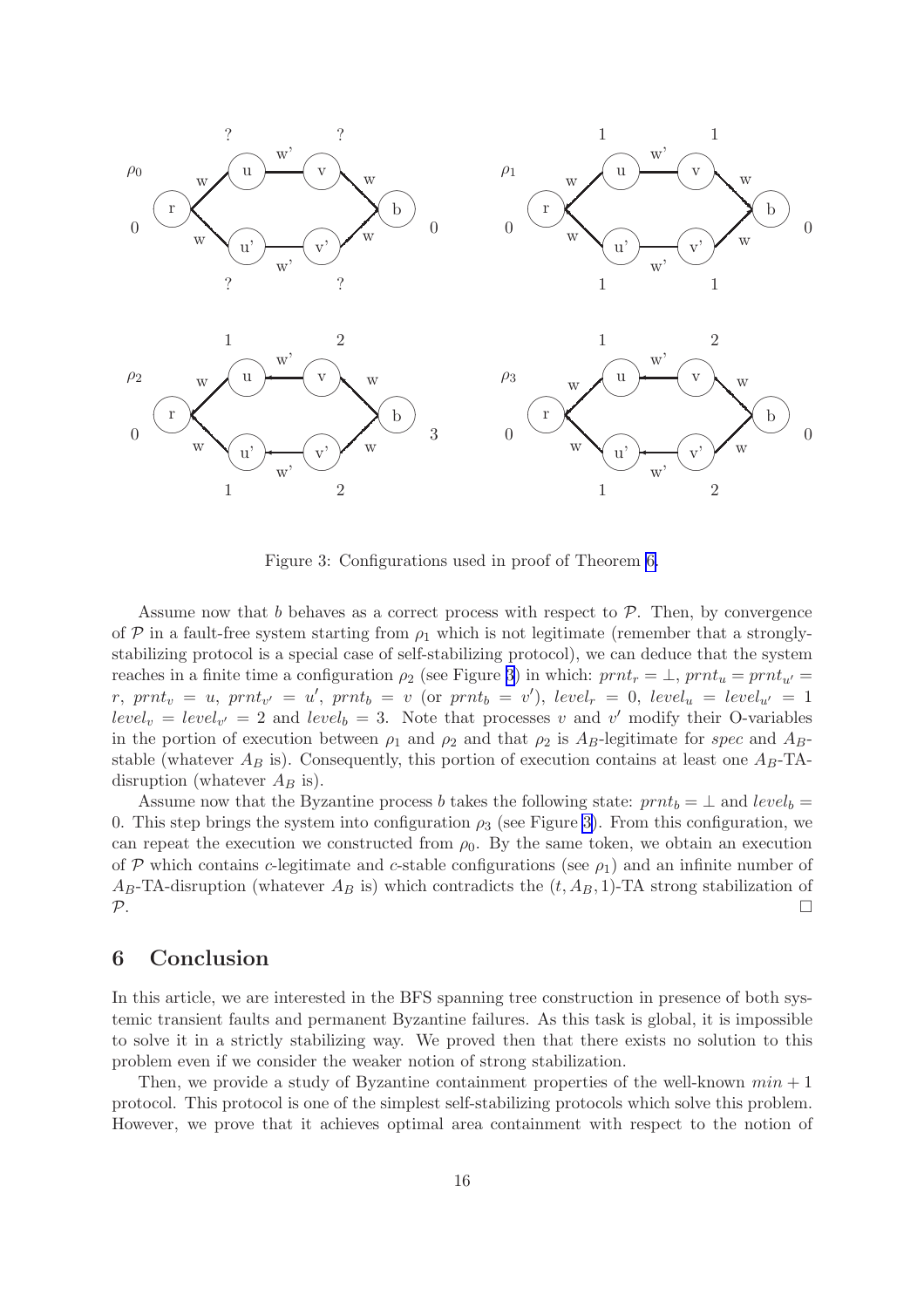Figure 3: Configurations used in proof of Theorem 6.

Assume now that $b$ behaves as a correct process with respect to $\mathcal{P}$. Then, by convergence of $\mathcal{P}$ in a fault-free system starting from $\rho_1$ which is not legitimate (remember that a strongly-stabilizing protocol is a special case of self-stabilizing protocol), we can deduce that the system reaches in a finite time a configuration $\rho_2$ (see Figure 3) in which: $prnt_r = \bot$, $prnt_u = prnt_{u'} = r$, $prnt_v = u$, $prnt_{v'} = u'$, $prnt_b = v$ (or $prnt_b = v'$), $level_r = 0$, $level_u = level_{u'} = 1$ $level_v = level_{v'} = 2$ and $level_b = 3$. Note that processes $v$ and $v'$ modify their O-variables in the portion of execution between $\rho_1$ and $\rho_2$ and that $\rho_2$ is $A_B$-legitimate for *spec* and $A_B$-stable (whatever $A_B$ is). Consequently, this portion of execution contains at least one $A_B$-TA-disruption (whatever $A_B$ is).

Assume now that the Byzantine process $b$ takes the following state: $prnt_b = \bot$ and $level_b = 0$. This step brings the system into configuration $\rho_3$ (see Figure 3). From this configuration, we can repeat the execution we constructed from $\rho_0$. By the same token, we obtain an execution of $\mathcal{P}$ which contains $c$-legitimate and $c$-stable configurations (see $\rho_1$) and an infinite number of $A_B$-TA-disruption (whatever $A_B$ is) which contradicts the $(t, A_B, 1)$-TA strong stabilization of $\mathcal{P}$. □

## 6 Conclusion

In this article, we are interested in the BFS spanning tree construction in presence of both systemic transient faults and permanent Byzantine failures. As this task is global, it is impossible to solve it in a strictly stabilizing way. We proved then that there exists no solution to this problem even if we consider the weaker notion of strong stabilization.

Then, we provide a study of Byzantine containment properties of the well-known $min + 1$ protocol. This protocol is one of the simplest self-stabilizing protocols which solve this problem. However, we prove that it achieves optimal area containment with respect to the notion of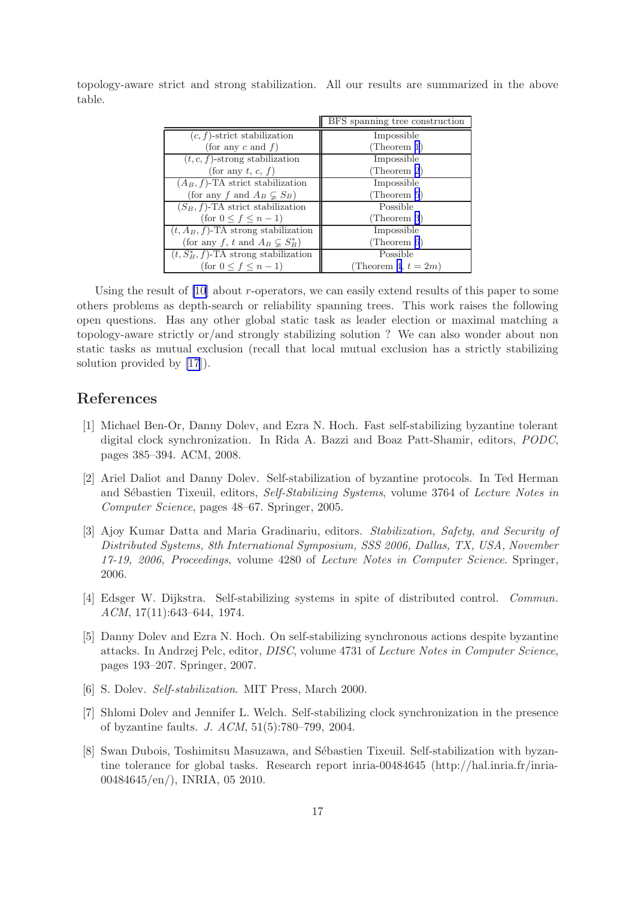topology-aware strict and strong stabilization. All our results are summarized in the above table.

| | BFS spanning tree construction |
|---|---|
| $(c, f)$-strict stabilization (for any $c$ and $f$) | Impossible (Theorem 1) |
| $(t, c, f)$-strong stabilization (for any $t$, $c$, $f$) | Impossible (Theorem 2) |
| $(A_B, f)$-TA strict stabilization (for any $f$ and $A_B \subsetneq S_B$) | Impossible (Theorem 3) |
| $(S_B, f)$-TA strict stabilization (for $0 \leq f \leq n-1$) | Possible (Theorem 3) |
| $(t, A_B, f)$-TA strong stabilization (for any $f$, $t$ and $A_B \subsetneq S_B^*$) | Impossible (Theorem 3) |
| $(t, S_B^*, f)$-TA strong stabilization (for $0 \leq f \leq n-1$) | Possible (Theorem 4, $t = 2m$) |

Using the result of [10] about $r$-operators, we can easily extend results of this paper to some others problems as depth-search or reliability spanning trees. This work raises the following open questions. Has any other global static task as leader election or maximal matching a topology-aware strictly or/and strongly stabilizing solution ? We can also wonder about non static tasks as mutual exclusion (recall that local mutual exclusion has a strictly stabilizing solution provided by [17]).

## References

[1] Michael Ben-Or, Danny Dolev, and Ezra N. Hoch. Fast self-stabilizing byzantine tolerant digital clock synchronization. In Rida A. Bazzi and Boaz Patt-Shamir, editors, *PODC*, pages 385–394. ACM, 2008.

[2] Ariel Daliot and Danny Dolev. Self-stabilization of byzantine protocols. In Ted Herman and Sébastien Tixeuil, editors, *Self-Stabilizing Systems*, volume 3764 of *Lecture Notes in Computer Science*, pages 48–67. Springer, 2005.

[3] Ajoy Kumar Datta and Maria Gradinariu, editors. *Stabilization, Safety, and Security of Distributed Systems, 8th International Symposium, SSS 2006, Dallas, TX, USA, November 17-19, 2006, Proceedings*, volume 4280 of *Lecture Notes in Computer Science*. Springer, 2006.

[4] Edsger W. Dijkstra. Self-stabilizing systems in spite of distributed control. *Commun. ACM*, 17(11):643–644, 1974.

[5] Danny Dolev and Ezra N. Hoch. On self-stabilizing synchronous actions despite byzantine attacks. In Andrzej Pelc, editor, *DISC*, volume 4731 of *Lecture Notes in Computer Science*, pages 193–207. Springer, 2007.

[6] S. Dolev. *Self-stabilization*. MIT Press, March 2000.

[7] Shlomi Dolev and Jennifer L. Welch. Self-stabilizing clock synchronization in the presence of byzantine faults. *J. ACM*, 51(5):780–799, 2004.

[8] Swan Dubois, Toshimitsu Masuzawa, and Sébastien Tixeuil. Self-stabilization with byzantine tolerance for global tasks. Research report inria-00484645 (http://hal.inria.fr/inria-00484645/en/), INRIA, 05 2010.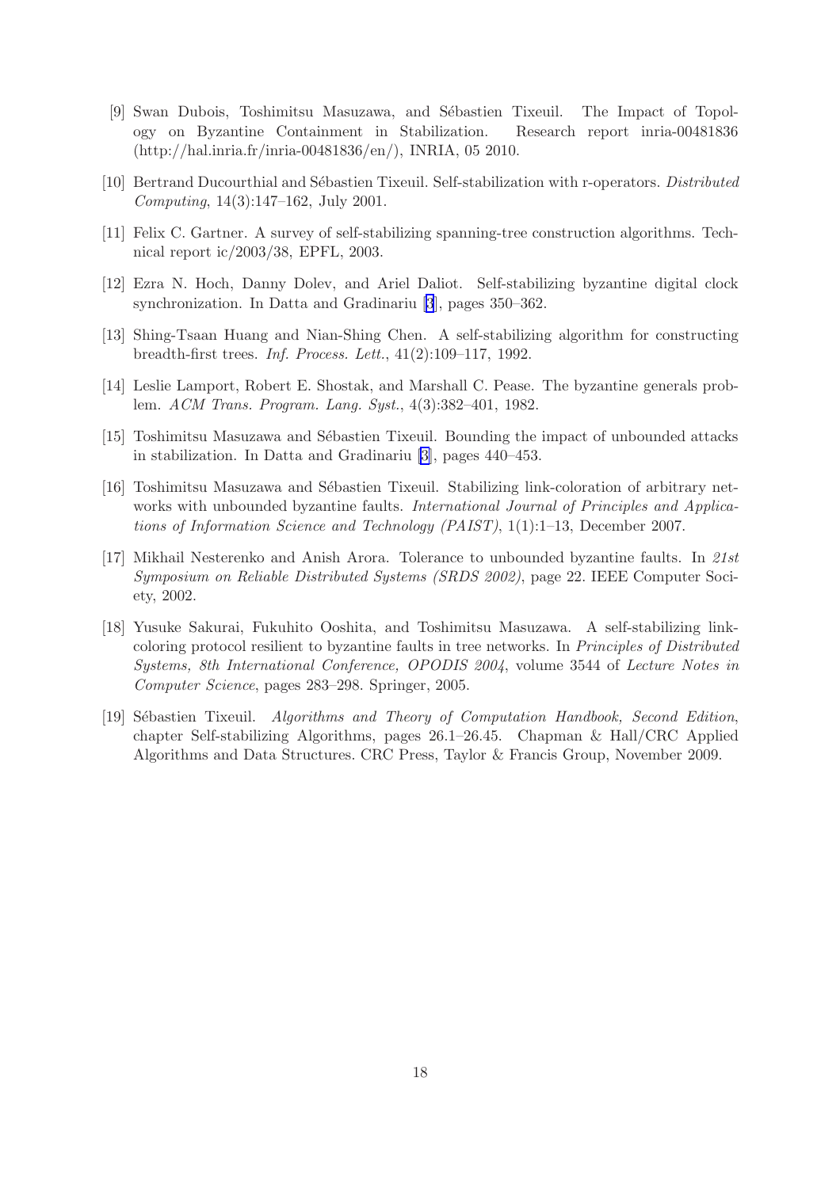[9] Swan Dubois, Toshimitsu Masuzawa, and Sébastien Tixeuil. The Impact of Topology on Byzantine Containment in Stabilization. Research report inria-00481836 (http://hal.inria.fr/inria-00481836/en/), INRIA, 05 2010.

[10] Bertrand Ducourthial and Sébastien Tixeuil. Self-stabilization with r-operators. *Distributed Computing*, 14(3):147–162, July 2001.

[11] Felix C. Gartner. A survey of self-stabilizing spanning-tree construction algorithms. Technical report ic/2003/38, EPFL, 2003.

[12] Ezra N. Hoch, Danny Dolev, and Ariel Daliot. Self-stabilizing byzantine digital clock synchronization. In Datta and Gradinariu [3], pages 350–362.

[13] Shing-Tsaan Huang and Nian-Shing Chen. A self-stabilizing algorithm for constructing breadth-first trees. *Inf. Process. Lett.*, 41(2):109–117, 1992.

[14] Leslie Lamport, Robert E. Shostak, and Marshall C. Pease. The byzantine generals problem. *ACM Trans. Program. Lang. Syst.*, 4(3):382–401, 1982.

[15] Toshimitsu Masuzawa and Sébastien Tixeuil. Bounding the impact of unbounded attacks in stabilization. In Datta and Gradinariu [3], pages 440–453.

[16] Toshimitsu Masuzawa and Sébastien Tixeuil. Stabilizing link-coloration of arbitrary networks with unbounded byzantine faults. *International Journal of Principles and Applications of Information Science and Technology (PAIST)*, 1(1):1–13, December 2007.

[17] Mikhail Nesterenko and Anish Arora. Tolerance to unbounded byzantine faults. In *21st Symposium on Reliable Distributed Systems (SRDS 2002)*, page 22. IEEE Computer Society, 2002.

[18] Yusuke Sakurai, Fukuhito Ooshita, and Toshimitsu Masuzawa. A self-stabilizing link-coloring protocol resilient to byzantine faults in tree networks. In *Principles of Distributed Systems, 8th International Conference, OPODIS 2004*, volume 3544 of *Lecture Notes in Computer Science*, pages 283–298. Springer, 2005.

[19] Sébastien Tixeuil. *Algorithms and Theory of Computation Handbook, Second Edition*, chapter Self-stabilizing Algorithms, pages 26.1–26.45. Chapman & Hall/CRC Applied Algorithms and Data Structures. CRC Press, Taylor & Francis Group, November 2009.